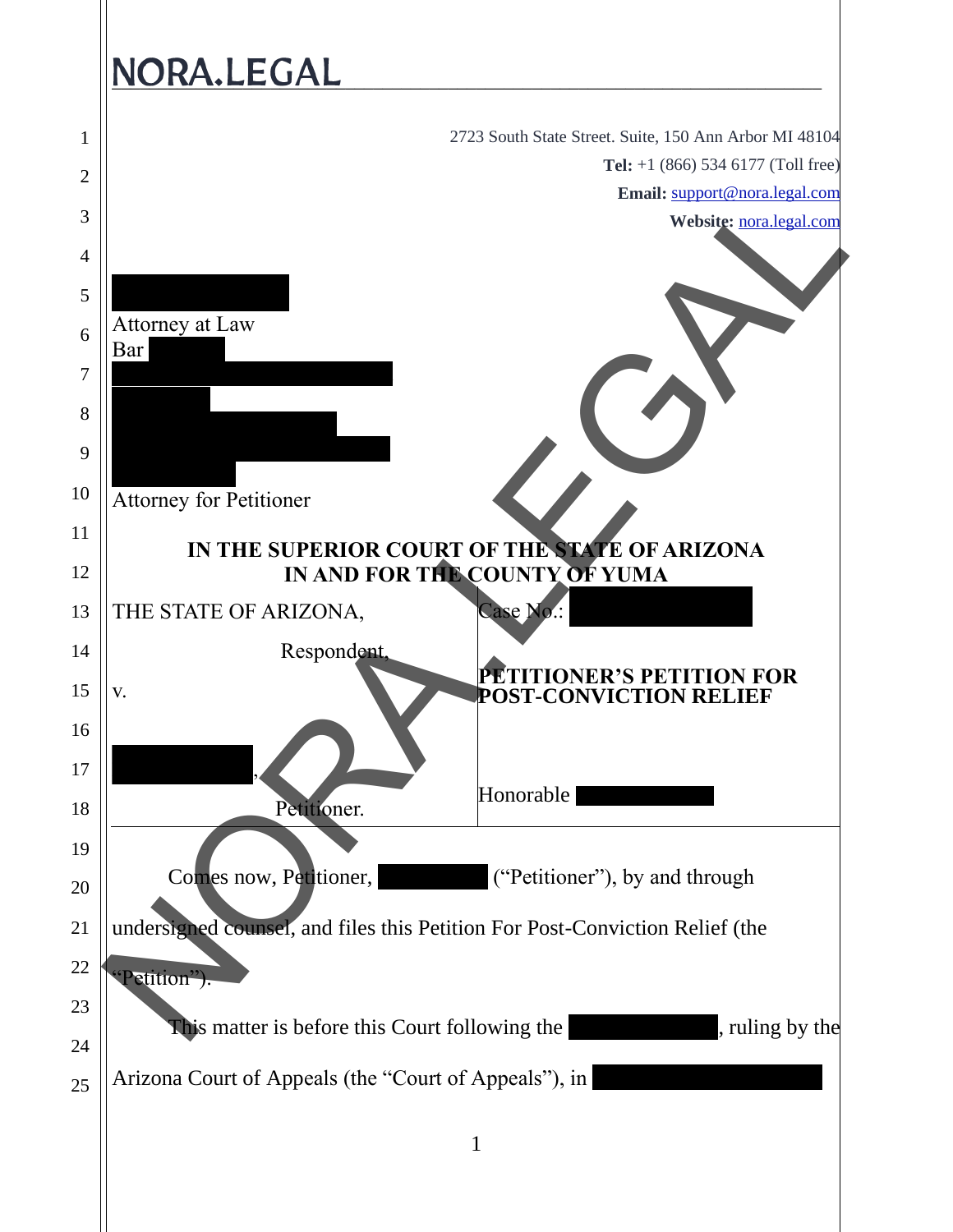NORA.LEGAL

2723 South State Street. Suite, 150 Ann Arbor MI 48104
**Tel:** +1 (866) 534 6177 (Toll free)
**Email:** support@nora.legal.com
**Website:** nora.legal.com

Attorney at Law
Bar

Attorney for Petitioner

**IN THE SUPERIOR COURT OF THE STATE OF ARIZONA**
**IN AND FOR THE COUNTY OF YUMA**

| | |
|---|---|
| THE STATE OF ARIZONA, Respondent, | Case No.: |
| v. | **PETITIONER'S PETITION FOR POST-CONVICTION RELIEF** |
| , Petitioner. | Honorable |

Comes now, Petitioner, ("Petitioner"), by and through undersigned counsel, and files this Petition For Post-Conviction Relief (the "Petition").

This matter is before this Court following the , ruling by the Arizona Court of Appeals (the "Court of Appeals"), in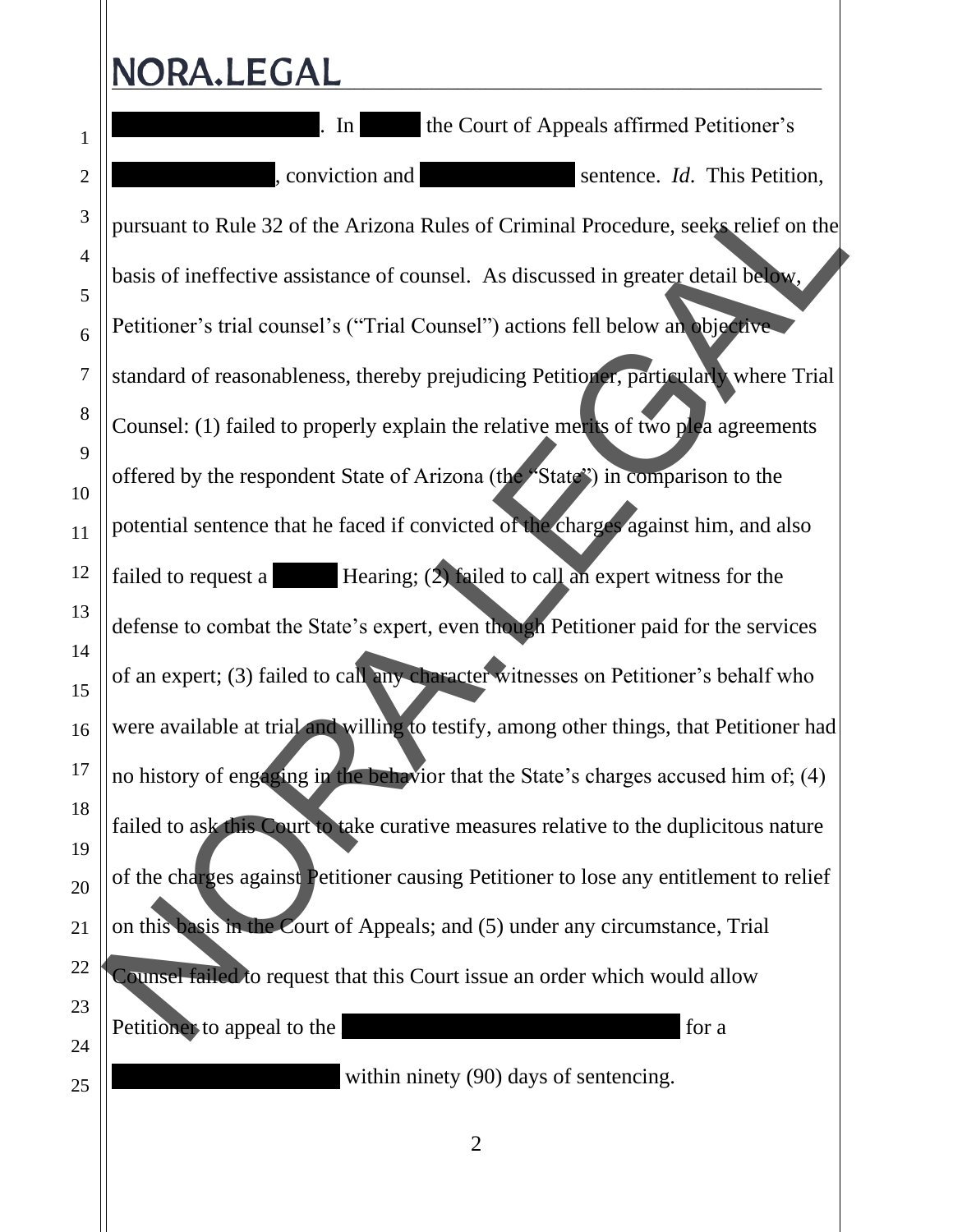█████████. In ███ the Court of Appeals affirmed Petitioner's ████████, conviction and ████████ sentence. *Id*. This Petition, pursuant to Rule 32 of the Arizona Rules of Criminal Procedure, seeks relief on the basis of ineffective assistance of counsel. As discussed in greater detail below, Petitioner's trial counsel's ("Trial Counsel") actions fell below an objective standard of reasonableness, thereby prejudicing Petitioner, particularly where Trial Counsel: (1) failed to properly explain the relative merits of two plea agreements offered by the respondent State of Arizona (the "State") in comparison to the potential sentence that he faced if convicted of the charges against him, and also failed to request a ████ Hearing; (2) failed to call an expert witness for the defense to combat the State's expert, even though Petitioner paid for the services of an expert; (3) failed to call any character witnesses on Petitioner's behalf who were available at trial and willing to testify, among other things, that Petitioner had no history of engaging in the behavior that the State's charges accused him of; (4) failed to ask this Court to take curative measures relative to the duplicitous nature of the charges against Petitioner causing Petitioner to lose any entitlement to relief on this basis in the Court of Appeals; and (5) under any circumstance, Trial Counsel failed to request that this Court issue an order which would allow Petitioner to appeal to the ████████████████ for a ██████████ within ninety (90) days of sentencing.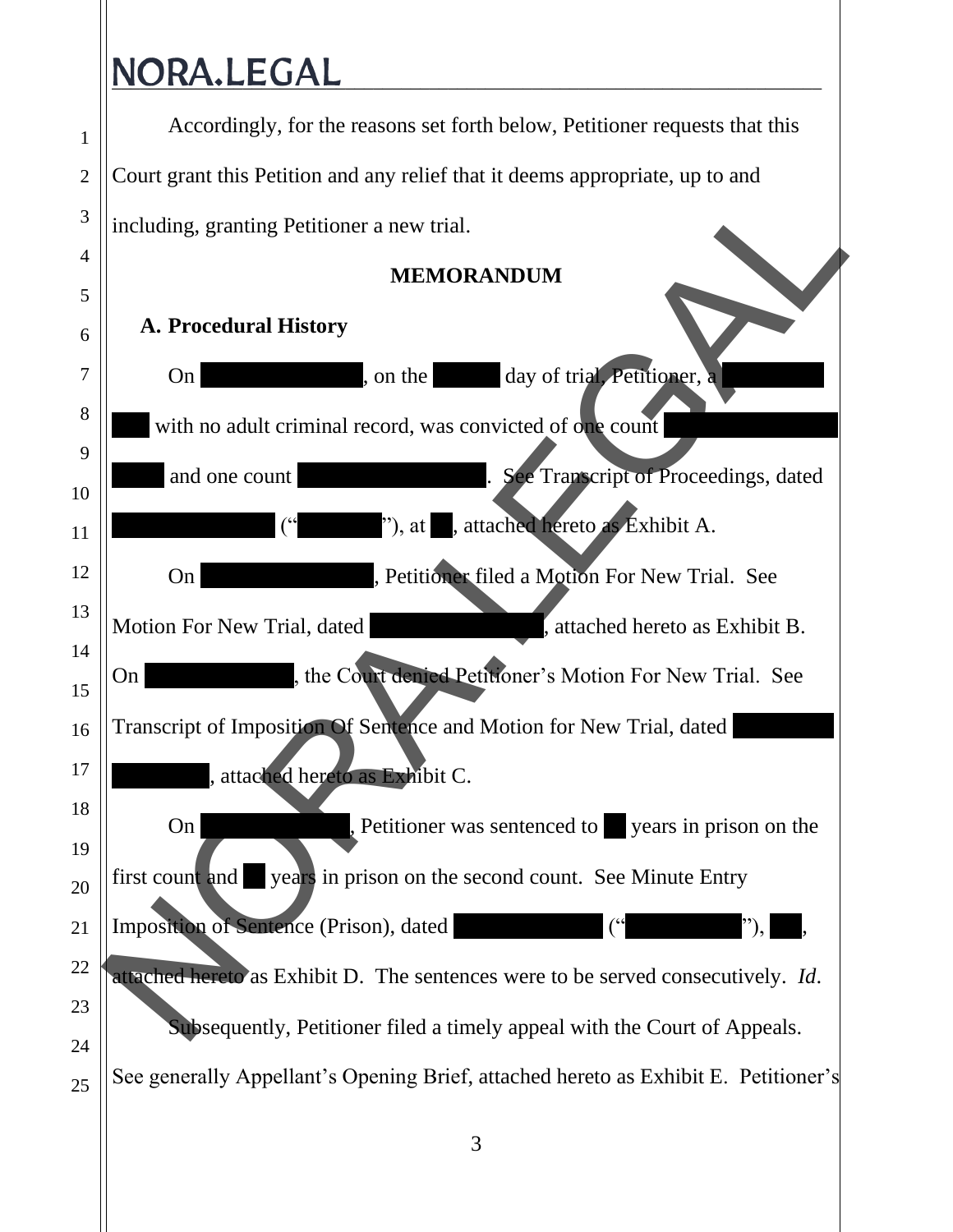Accordingly, for the reasons set forth below, Petitioner requests that this Court grant this Petition and any relief that it deems appropriate, up to and including, granting Petitioner a new trial.

## MEMORANDUM

### A. Procedural History

On ██████████, on the ████ day of trial, Petitioner, a ██████ ██ with no adult criminal record, was convicted of one count ████████████ ████ and one count ████████████. See Transcript of Proceedings, dated ██████████ ("██████"), at ██, attached hereto as Exhibit A.

On ██████████, Petitioner filed a Motion For New Trial. See Motion For New Trial, dated ██████████, attached hereto as Exhibit B. On ██████████, the Court denied Petitioner's Motion For New Trial. See Transcript of Imposition Of Sentence and Motion for New Trial, dated ██████ ██████, attached hereto as Exhibit C.

On ██████████, Petitioner was sentenced to ██ years in prison on the first count and ██ years in prison on the second count. See Minute Entry Imposition of Sentence (Prison), dated ██████████ ("██████"), ██, attached hereto as Exhibit D. The sentences were to be served consecutively. *Id*.

Subsequently, Petitioner filed a timely appeal with the Court of Appeals. See generally Appellant's Opening Brief, attached hereto as Exhibit E. Petitioner's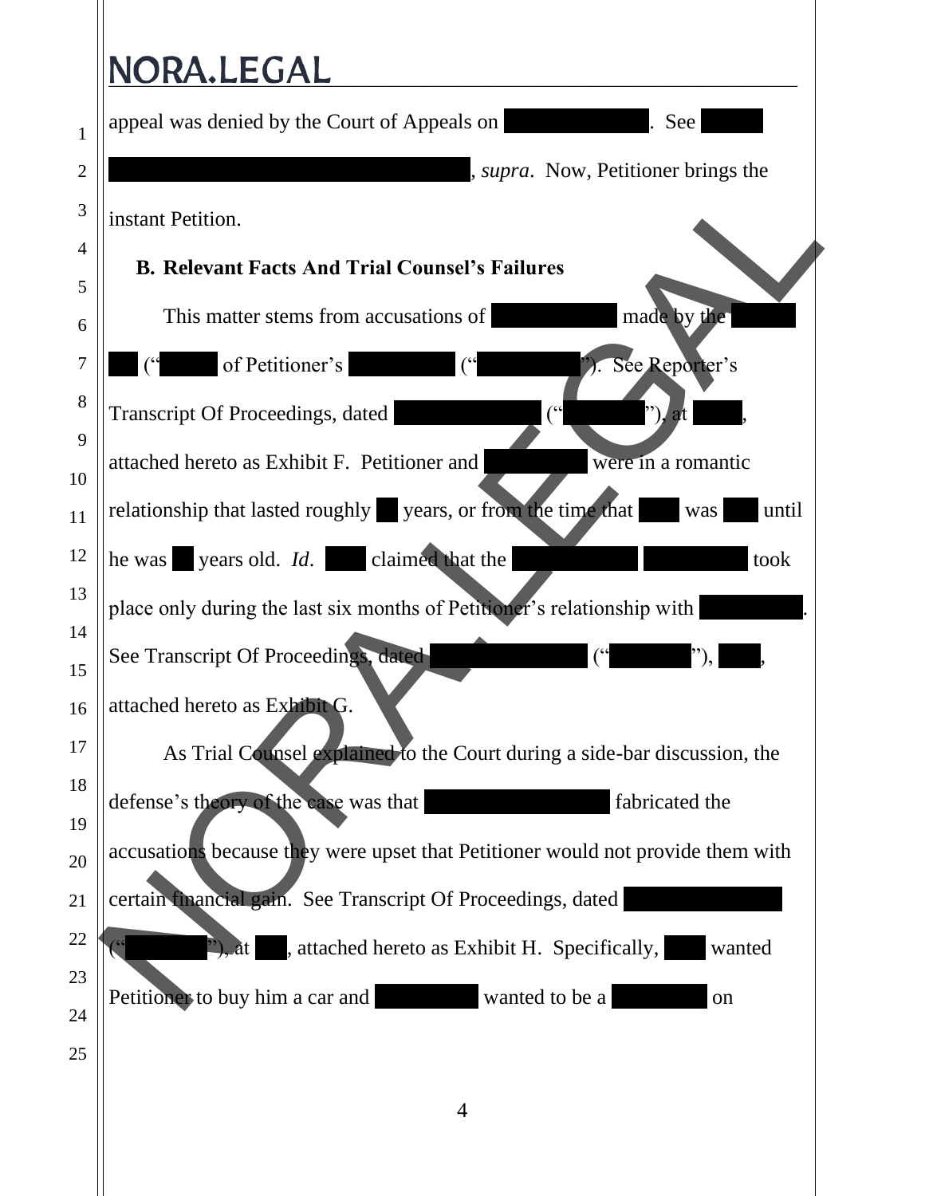appeal was denied by the Court of Appeals on ██████. See ███ ██████████████████, *supra*. Now, Petitioner brings the instant Petition.

**B. Relevant Facts And Trial Counsel's Failures**

This matter stems from accusations of ██████ made by the ████ ██ ("████ of Petitioner's ██████ ("██████"). See Reporter's Transcript Of Proceedings, dated ████████ ("█████"), at ███, attached hereto as Exhibit F. Petitioner and ██████ were in a romantic relationship that lasted roughly █ years, or from the time that ██ was ██ until he was █ years old. *Id*. ██ claimed that the ██████ █████ took place only during the last six months of Petitioner's relationship with █████. See Transcript Of Proceedings, dated ████████ ("█████"), ███, attached hereto as Exhibit G.

As Trial Counsel explained to the Court during a side-bar discussion, the defense's theory of the case was that ████████ fabricated the accusations because they were upset that Petitioner would not provide them with certain financial gain. See Transcript Of Proceedings, dated ████████ ("█████"), at ██, attached hereto as Exhibit H. Specifically, ██ wanted Petitioner to buy him a car and █████ wanted to be a █████ on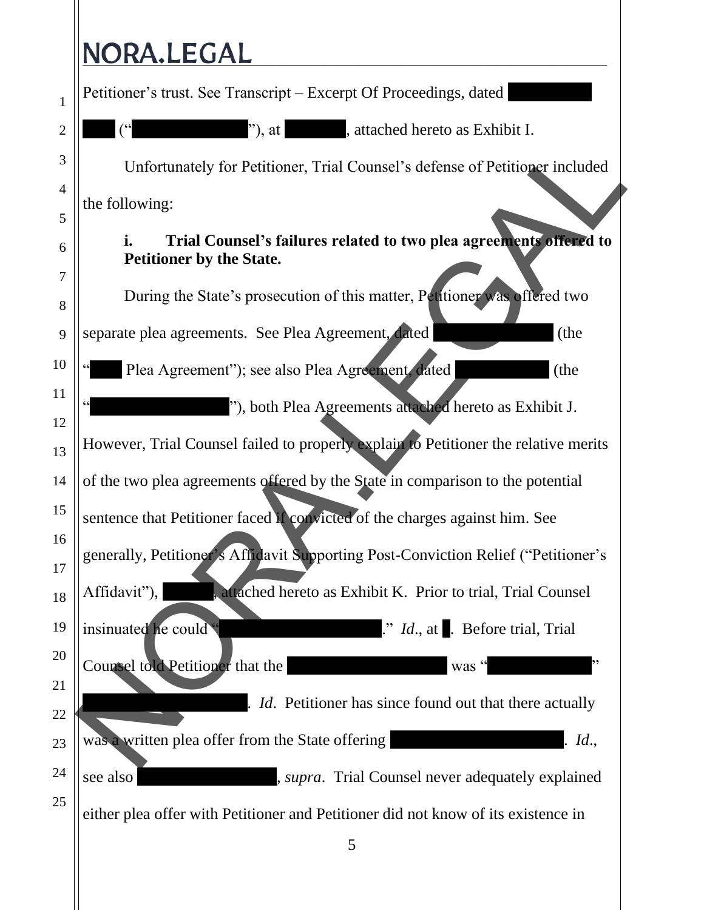Petitioner's trust. See Transcript – Excerpt Of Proceedings, dated [REDACTED] [REDACTED] ("[REDACTED]"), at [REDACTED], attached hereto as Exhibit I.

Unfortunately for Petitioner, Trial Counsel's defense of Petitioner included the following:

**i. Trial Counsel's failures related to two plea agreements offered to Petitioner by the State.**

During the State's prosecution of this matter, Petitioner was offered two separate plea agreements. See Plea Agreement, dated [REDACTED] (the "[REDACTED] Plea Agreement"); see also Plea Agreement, dated [REDACTED] (the "[REDACTED]"), both Plea Agreements attached hereto as Exhibit J. However, Trial Counsel failed to properly explain to Petitioner the relative merits of the two plea agreements offered by the State in comparison to the potential sentence that Petitioner faced if convicted of the charges against him. See generally, Petitioner's Affidavit Supporting Post-Conviction Relief ("Petitioner's Affidavit"), [REDACTED], attached hereto as Exhibit K. Prior to trial, Trial Counsel insinuated he could "[REDACTED]." *Id*., at [REDACTED]. Before trial, Trial Counsel told Petitioner that the [REDACTED] was "[REDACTED]" [REDACTED]. *Id*. Petitioner has since found out that there actually was a written plea offer from the State offering [REDACTED]. *Id*., see also [REDACTED], *supra*. Trial Counsel never adequately explained either plea offer with Petitioner and Petitioner did not know of its existence in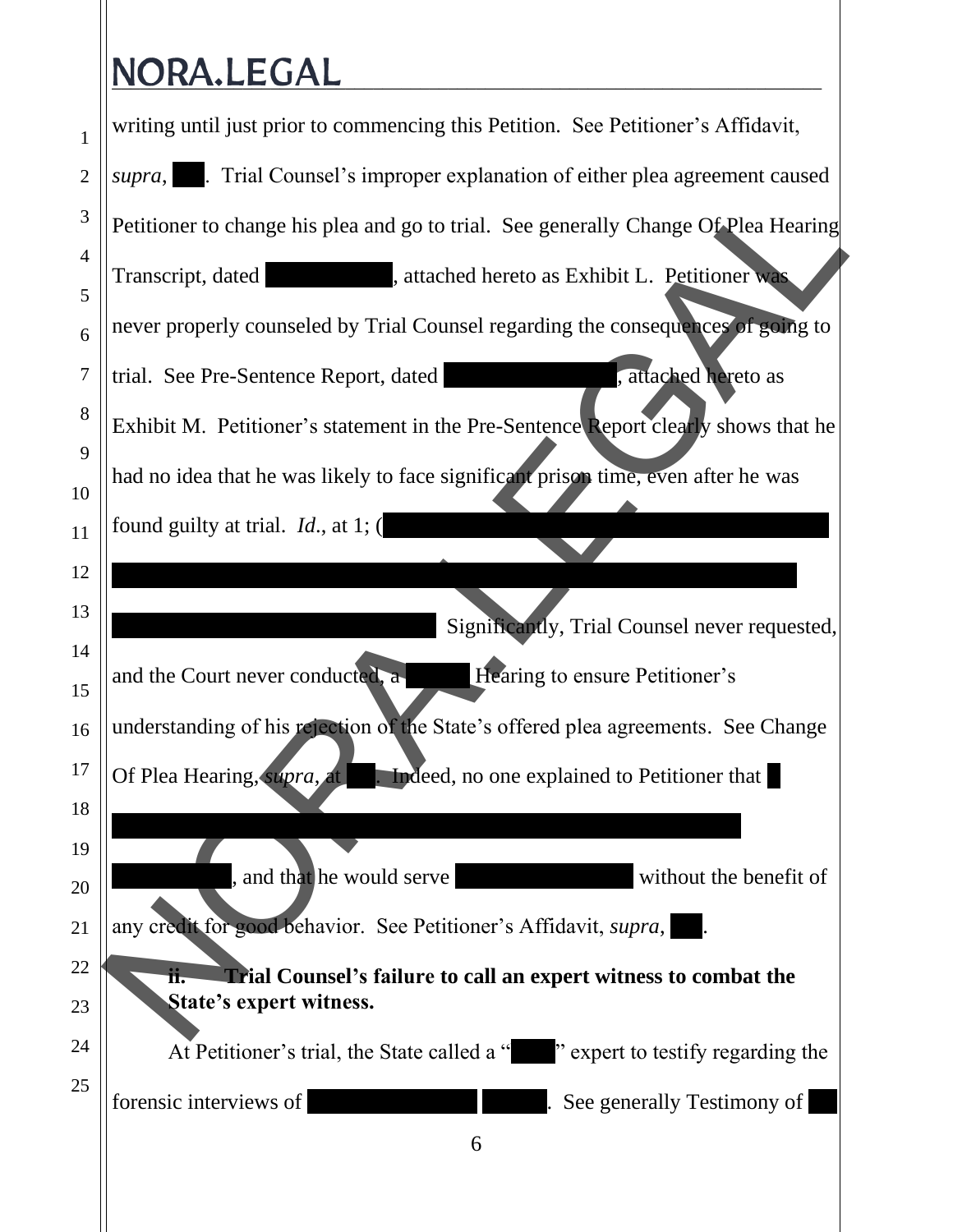writing until just prior to commencing this Petition. See Petitioner's Affidavit, *supra*, ███. Trial Counsel's improper explanation of either plea agreement caused Petitioner to change his plea and go to trial. See generally Change Of Plea Hearing Transcript, dated ██████████, attached hereto as Exhibit L. Petitioner was never properly counseled by Trial Counsel regarding the consequences of going to trial. See Pre-Sentence Report, dated ██████████████, attached hereto as Exhibit M. Petitioner's statement in the Pre-Sentence Report clearly shows that he had no idea that he was likely to face significant prison time, even after he was found guilty at trial. *Id.*, at 1; (████████████████████████████████████████████████████████████████████████████████████████████████████████████ Significantly, Trial Counsel never requested, and the Court never conducted, a █████ Hearing to ensure Petitioner's understanding of his rejection of the State's offered plea agreements. See Change Of Plea Hearing, *supra*, at ██. Indeed, no one explained to Petitioner that █ ████████████████████████████████████████████████████████████ █████████, and that he would serve ██████████████ without the benefit of any credit for good behavior. See Petitioner's Affidavit, *supra*, ███.

**ii. Trial Counsel's failure to call an expert witness to combat the State's expert witness.**

At Petitioner's trial, the State called a "████" expert to testify regarding the forensic interviews of ██████████████ █████. See generally Testimony of ██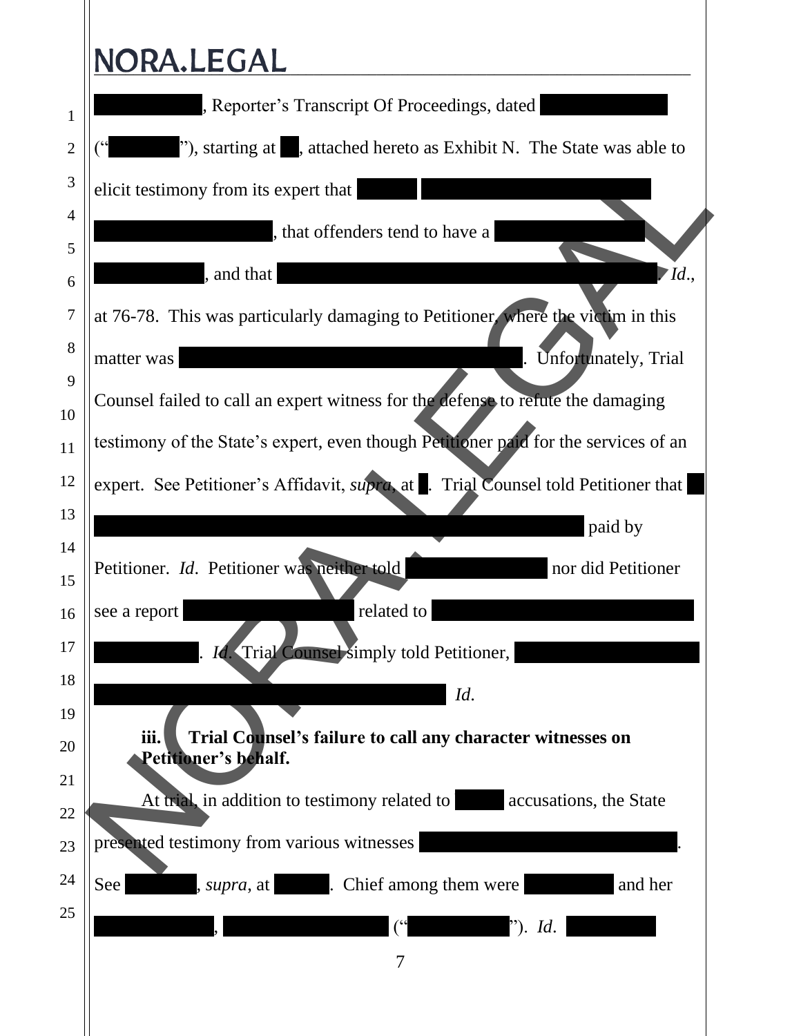█████████, Reporter's Transcript Of Proceedings, dated ███████████ ("███████"), starting at ██, attached hereto as Exhibit N. The State was able to elicit testimony from its expert that ██████ ██████████████████████████ ████████████████████, that offenders tend to have a ████████████████ ██████████, and that ██████████████████████████████████████████. *Id.*, at 76-78. This was particularly damaging to Petitioner, where the victim in this matter was ██████████████████████████████████████. Unfortunately, Trial Counsel failed to call an expert witness for the defense to refute the damaging testimony of the State's expert, even though Petitioner paid for the services of an expert. See Petitioner's Affidavit, *supra*, at █. Trial Counsel told Petitioner that █ ██████████████████████████████████████████████████████ paid by Petitioner. *Id*. Petitioner was neither told ███████████████ nor did Petitioner see a report ███████████████████ related to █████████████████████████████ ██████████. *Id*. Trial Counsel simply told Petitioner, ████████████████████ ██████████████████████████████████████ *Id*.

**iii. Trial Counsel's failure to call any character witnesses on Petitioner's behalf.**

At trial, in addition to testimony related to █████ accusations, the State presented testimony from various witnesses █████████████████████████████. See ████████, *supra*, at ██████. Chief among them were █████████ and her ███████████, ██████████████████ ("███████████"). *Id*. █████████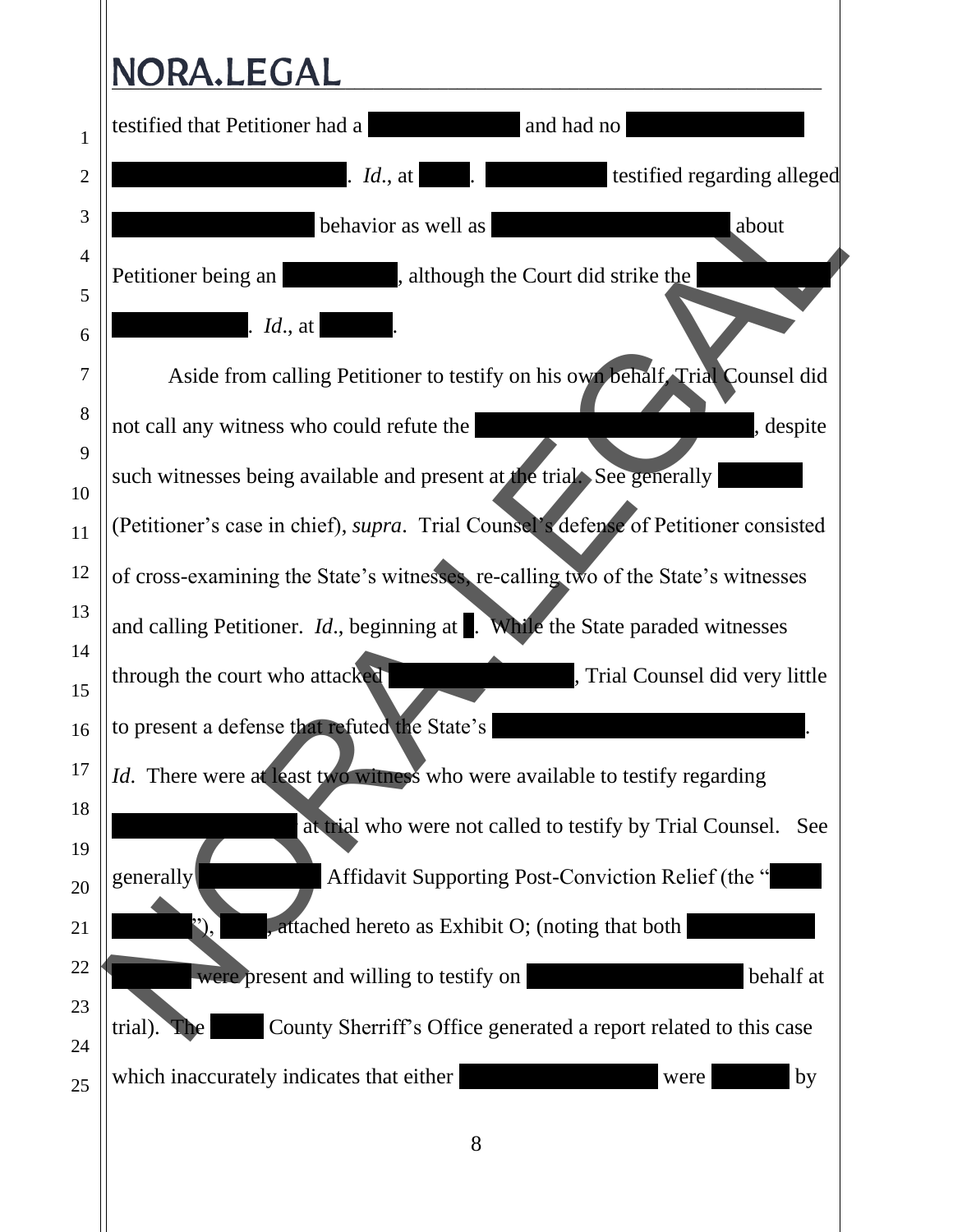testified that Petitioner had a [REDACTED] and had no [REDACTED] [REDACTED]. *Id.*, at [REDACTED]. [REDACTED] testified regarding alleged [REDACTED] behavior as well as [REDACTED] about Petitioner being an [REDACTED], although the Court did strike the [REDACTED] [REDACTED]. *Id.*, at [REDACTED].

Aside from calling Petitioner to testify on his own behalf, Trial Counsel did not call any witness who could refute the [REDACTED], despite such witnesses being available and present at the trial. See generally [REDACTED] (Petitioner's case in chief), *supra*. Trial Counsel's defense of Petitioner consisted of cross-examining the State's witnesses, re-calling two of the State's witnesses and calling Petitioner. *Id.*, beginning at [REDACTED]. While the State paraded witnesses through the court who attacked [REDACTED], Trial Counsel did very little to present a defense that refuted the State's [REDACTED]. *Id.* There were at least two witness who were available to testify regarding [REDACTED] at trial who were not called to testify by Trial Counsel. See generally [REDACTED] Affidavit Supporting Post-Conviction Relief (the "[REDACTED] [REDACTED]"), [REDACTED], attached hereto as Exhibit O; (noting that both [REDACTED] [REDACTED] were present and willing to testify on [REDACTED] behalf at trial). The [REDACTED] County Sherriff's Office generated a report related to this case which inaccurately indicates that either [REDACTED] were [REDACTED] by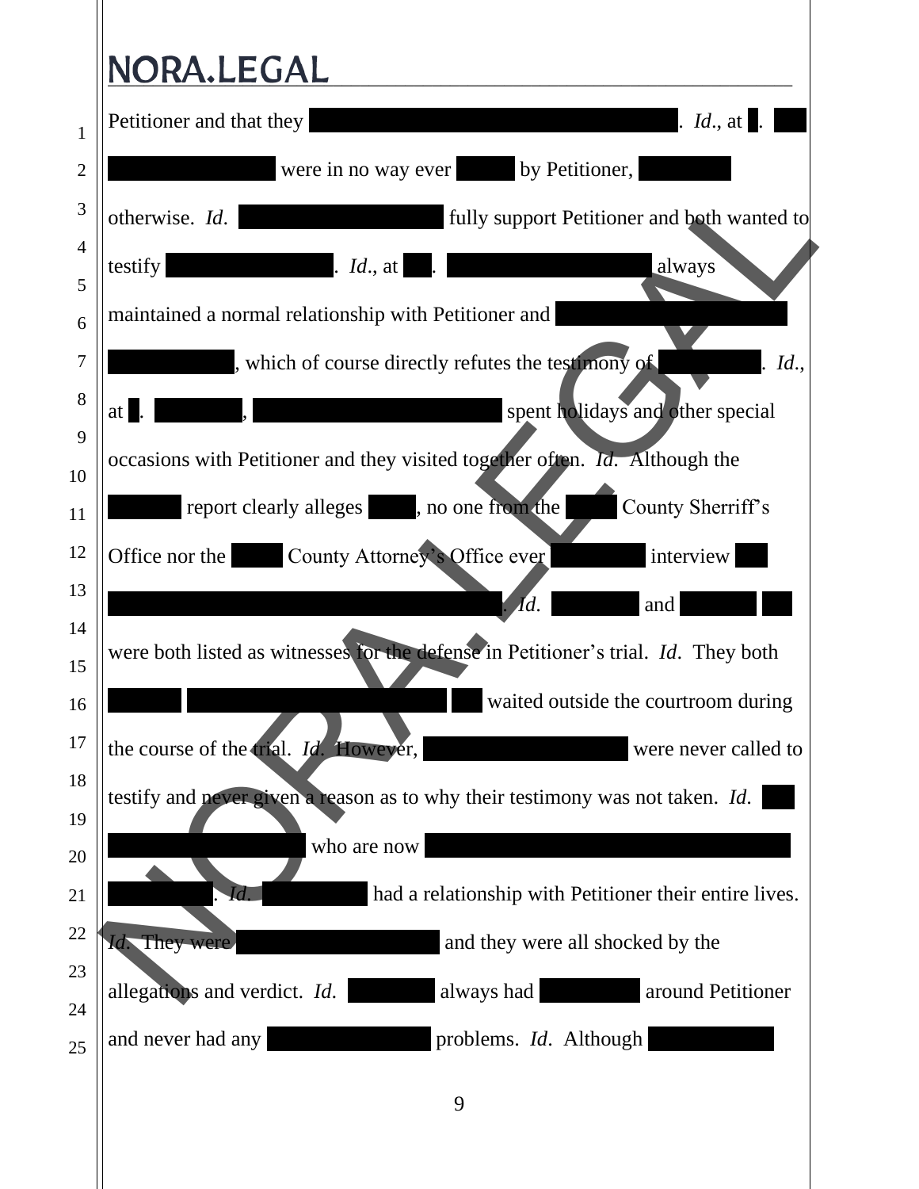Petitioner and that they ████████████████████. *Id*., at █. ███ ████████ were in no way ever ███ by Petitioner, █████ otherwise. *Id*. ██████████ fully support Petitioner and both wanted to testify ████████. *Id*., at ██. ███████████ always maintained a normal relationship with Petitioner and ██████████████ ██████, which of course directly refutes the testimony of █████. *Id*., at █. ████, ██████████████ spent holidays and other special occasions with Petitioner and they visited together often. *Id*. Although the ████ report clearly alleges ███, no one from the ███ County Sherriff's Office nor the ███ County Attorney's Office ever █████ interview ██ ████████████████████. *Id*. █████ and ████ ██ were both listed as witnesses for the defense in Petitioner's trial. *Id*. They both ████ ██████████████ ██ waited outside the courtroom during the course of the trial. *Id*. However, ██████████ were never called to testify and never given a reason as to why their testimony was not taken. *Id*. ██ ██████████ who are now ████████████████████ █████. *Id*. █████ had a relationship with Petitioner their entire lives. *Id*. They were ██████████ and they were all shocked by the allegations and verdict. *Id*. █████ always had █████ around Petitioner and never had any ████████ problems. *Id*. Although █████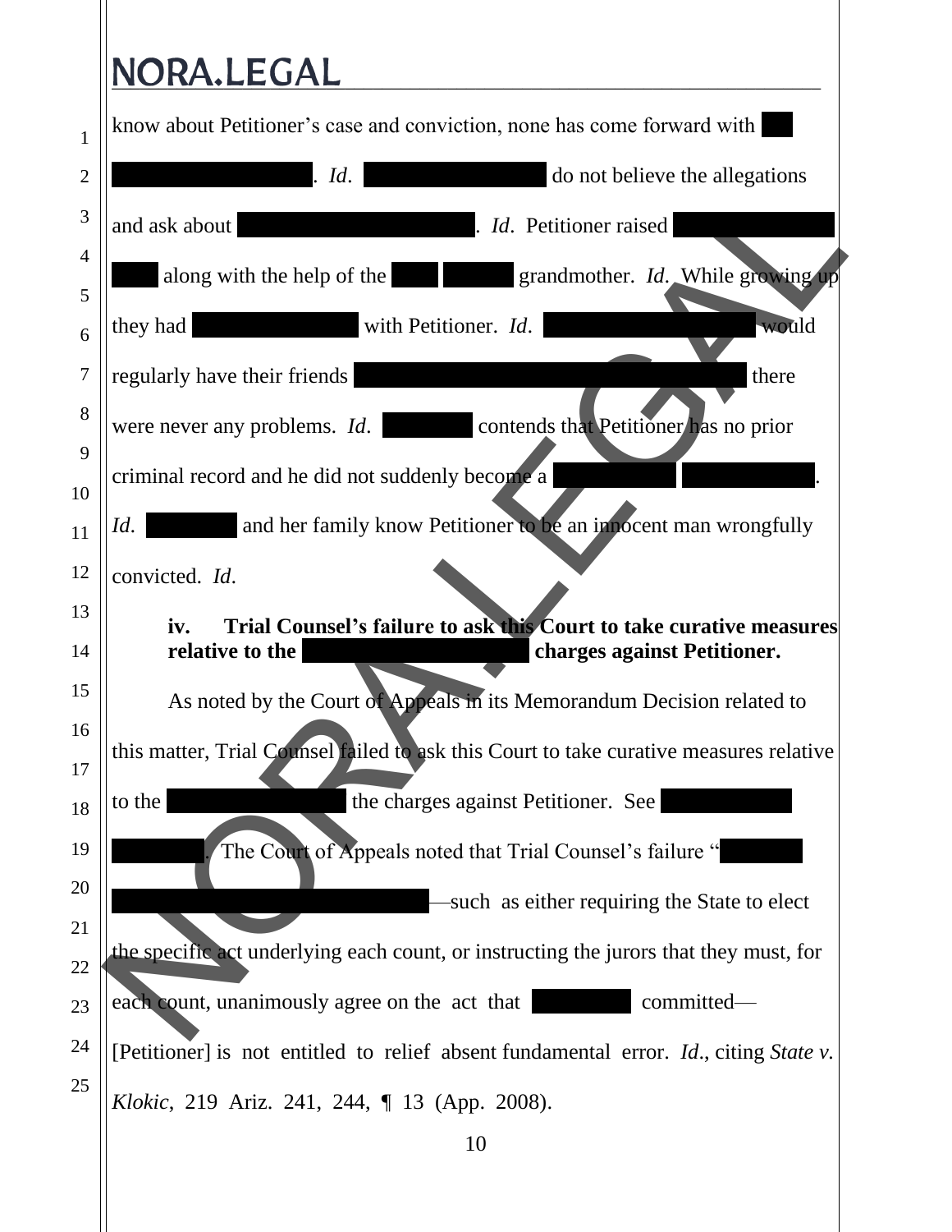know about Petitioner's case and conviction, none has come forward with ███ ████████████. *Id*. ████████████ do not believe the allegations and ask about ████████████. *Id*. Petitioner raised ████████ ██ along with the help of the ██ ███ grandmother. *Id*. While growing up they had ████████ with Petitioner. *Id*. ████████████ would regularly have their friends ████████████████████ there were never any problems. *Id*. ██████ contends that Petitioner has no prior criminal record and he did not suddenly become a ██████ ██████. *Id*. ██████ and her family know Petitioner to be an innocent man wrongfully convicted. *Id*.

**iv. Trial Counsel's failure to ask this Court to take curative measures relative to the ████████████ charges against Petitioner.**

As noted by the Court of Appeals in its Memorandum Decision related to this matter, Trial Counsel failed to ask this Court to take curative measures relative to the ████████████ the charges against Petitioner. See ██████ █████. The Court of Appeals noted that Trial Counsel's failure "██████ ████████████████████—such as either requiring the State to elect the specific act underlying each count, or instructing the jurors that they must, for each count, unanimously agree on the act that ██████ committed—[Petitioner] is not entitled to relief absent fundamental error. *Id*., citing *State v. Klokic*, 219 Ariz. 241, 244, ¶ 13 (App. 2008).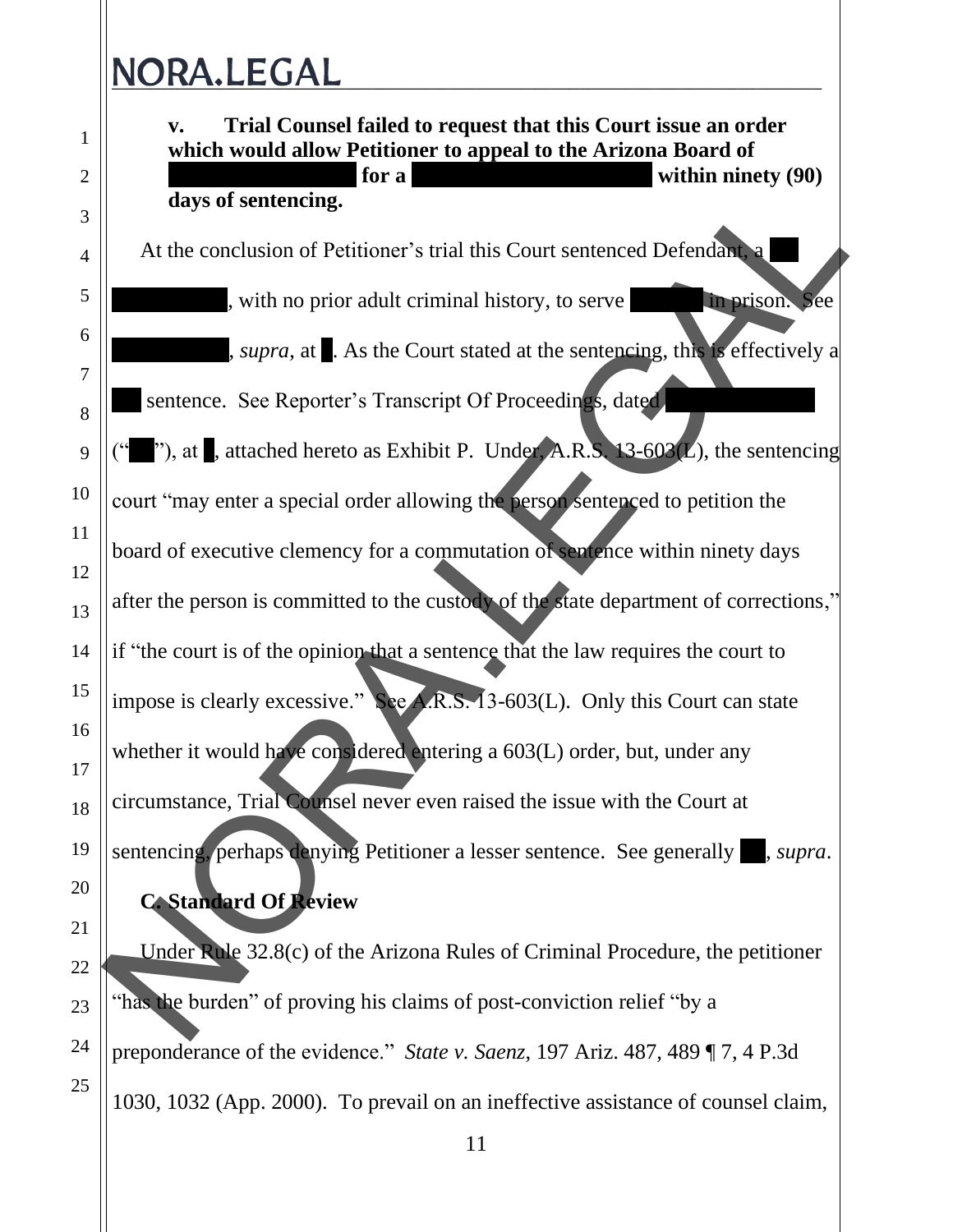**v. Trial Counsel failed to request that this Court issue an order which would allow Petitioner to appeal to the Arizona Board of ████████ for a ██████████ within ninety (90) days of sentencing.**

At the conclusion of Petitioner's trial this Court sentenced Defendant, a ██ ██████, with no prior adult criminal history, to serve ██████ in prison. See ██████, *supra*, at █. As the Court stated at the sentencing, this is effectively a ██ sentence. See Reporter's Transcript Of Proceedings, dated ████████ ("██"), at █, attached hereto as Exhibit P. Under, A.R.S. 13-603(L), the sentencing court "may enter a special order allowing the person sentenced to petition the board of executive clemency for a commutation of sentence within ninety days after the person is committed to the custody of the state department of corrections," if "the court is of the opinion that a sentence that the law requires the court to impose is clearly excessive." See A.R.S. 13-603(L). Only this Court can state whether it would have considered entering a 603(L) order, but, under any circumstance, Trial Counsel never even raised the issue with the Court at sentencing, perhaps denying Petitioner a lesser sentence. See generally ██, *supra*.

**C. Standard Of Review**

Under Rule 32.8(c) of the Arizona Rules of Criminal Procedure, the petitioner "has the burden" of proving his claims of post-conviction relief "by a preponderance of the evidence." *State v. Saenz*, 197 Ariz. 487, 489 ¶ 7, 4 P.3d 1030, 1032 (App. 2000). To prevail on an ineffective assistance of counsel claim,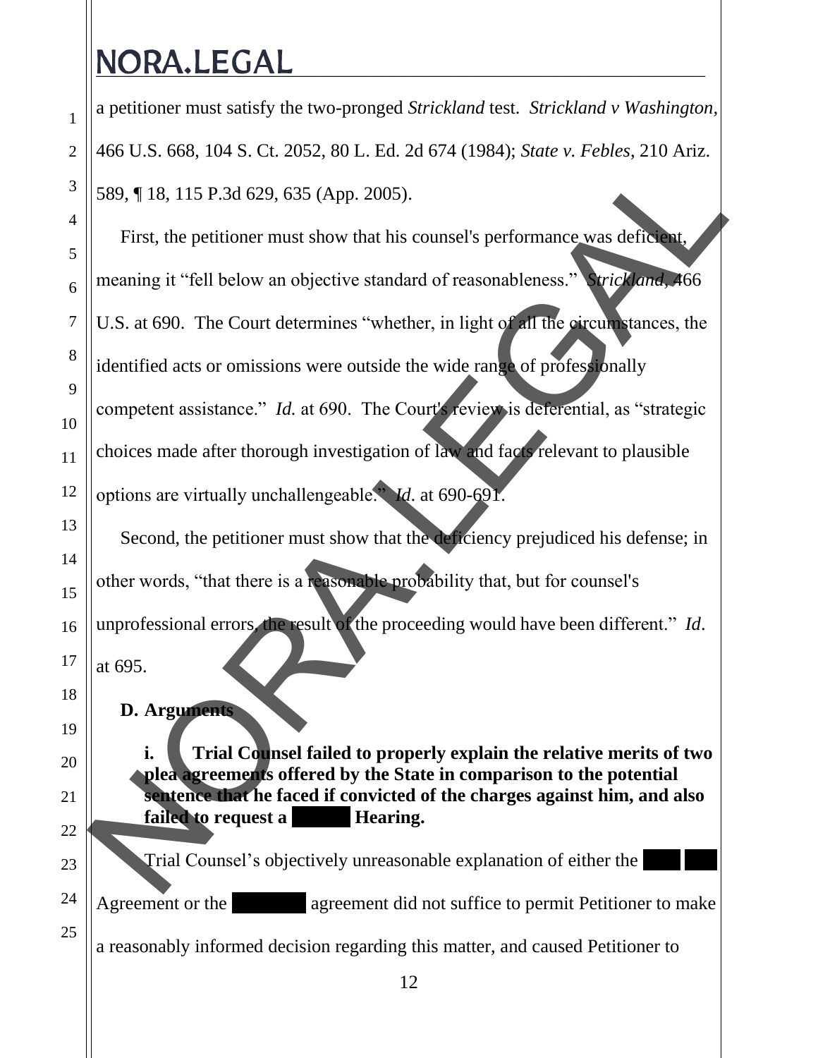a petitioner must satisfy the two-pronged *Strickland* test. *Strickland v Washington,* 466 U.S. 668, 104 S. Ct. 2052, 80 L. Ed. 2d 674 (1984); *State v. Febles*, 210 Ariz. 589, ¶ 18, 115 P.3d 629, 635 (App. 2005).

First, the petitioner must show that his counsel's performance was deficient, meaning it "fell below an objective standard of reasonableness." *Strickland*, 466 U.S. at 690. The Court determines "whether, in light of all the circumstances, the identified acts or omissions were outside the wide range of professionally competent assistance." *Id.* at 690. The Court's review is deferential, as "strategic choices made after thorough investigation of law and facts relevant to plausible options are virtually unchallengeable." *Id.* at 690-691.

Second, the petitioner must show that the deficiency prejudiced his defense; in other words, "that there is a reasonable probability that, but for counsel's unprofessional errors, the result of the proceeding would have been different." *Id*. at 695.

**D. Arguments**

**i. Trial Counsel failed to properly explain the relative merits of two plea agreements offered by the State in comparison to the potential sentence that he faced if convicted of the charges against him, and also failed to request a ██████ Hearing.**

Trial Counsel's objectively unreasonable explanation of either the ████ ████ Agreement or the ████████ agreement did not suffice to permit Petitioner to make a reasonably informed decision regarding this matter, and caused Petitioner to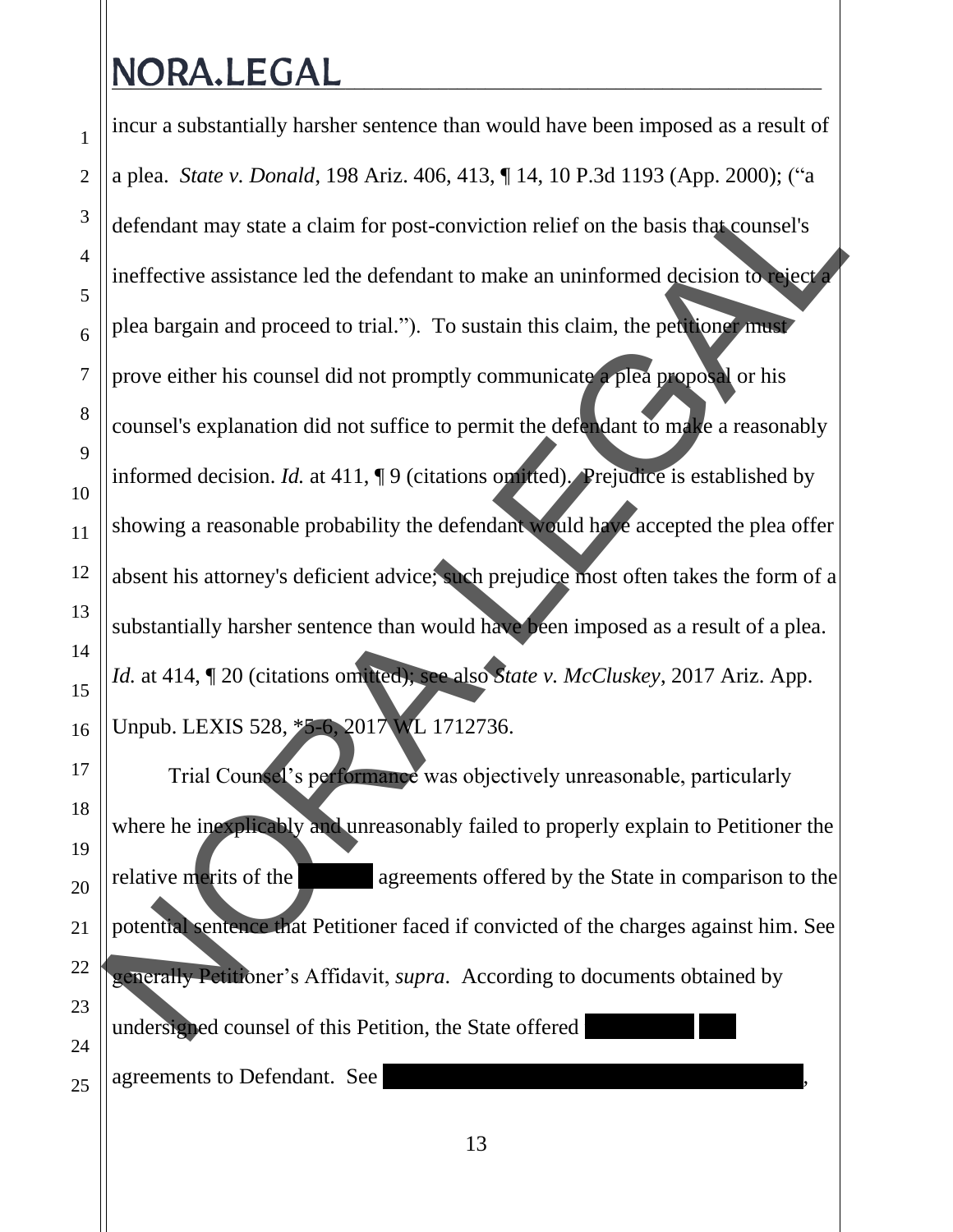incur a substantially harsher sentence than would have been imposed as a result of a plea. *State v. Donald*, 198 Ariz. 406, 413, ¶ 14, 10 P.3d 1193 (App. 2000); ("a defendant may state a claim for post-conviction relief on the basis that counsel's ineffective assistance led the defendant to make an uninformed decision to reject a plea bargain and proceed to trial."). To sustain this claim, the petitioner must prove either his counsel did not promptly communicate a plea proposal or his counsel's explanation did not suffice to permit the defendant to make a reasonably informed decision. *Id.* at 411, ¶ 9 (citations omitted). Prejudice is established by showing a reasonable probability the defendant would have accepted the plea offer absent his attorney's deficient advice; such prejudice most often takes the form of a substantially harsher sentence than would have been imposed as a result of a plea. *Id.* at 414, ¶ 20 (citations omitted); see also *State v. McCluskey*, 2017 Ariz. App. Unpub. LEXIS 528, *5-6, 2017 WL 1712736.

Trial Counsel's performance was objectively unreasonable, particularly where he inexplicably and unreasonably failed to properly explain to Petitioner the relative merits of the ██████ agreements offered by the State in comparison to the potential sentence that Petitioner faced if convicted of the charges against him. See generally Petitioner's Affidavit, *supra*. According to documents obtained by undersigned counsel of this Petition, the State offered ████████ ███ agreements to Defendant. See ████████████████████████████,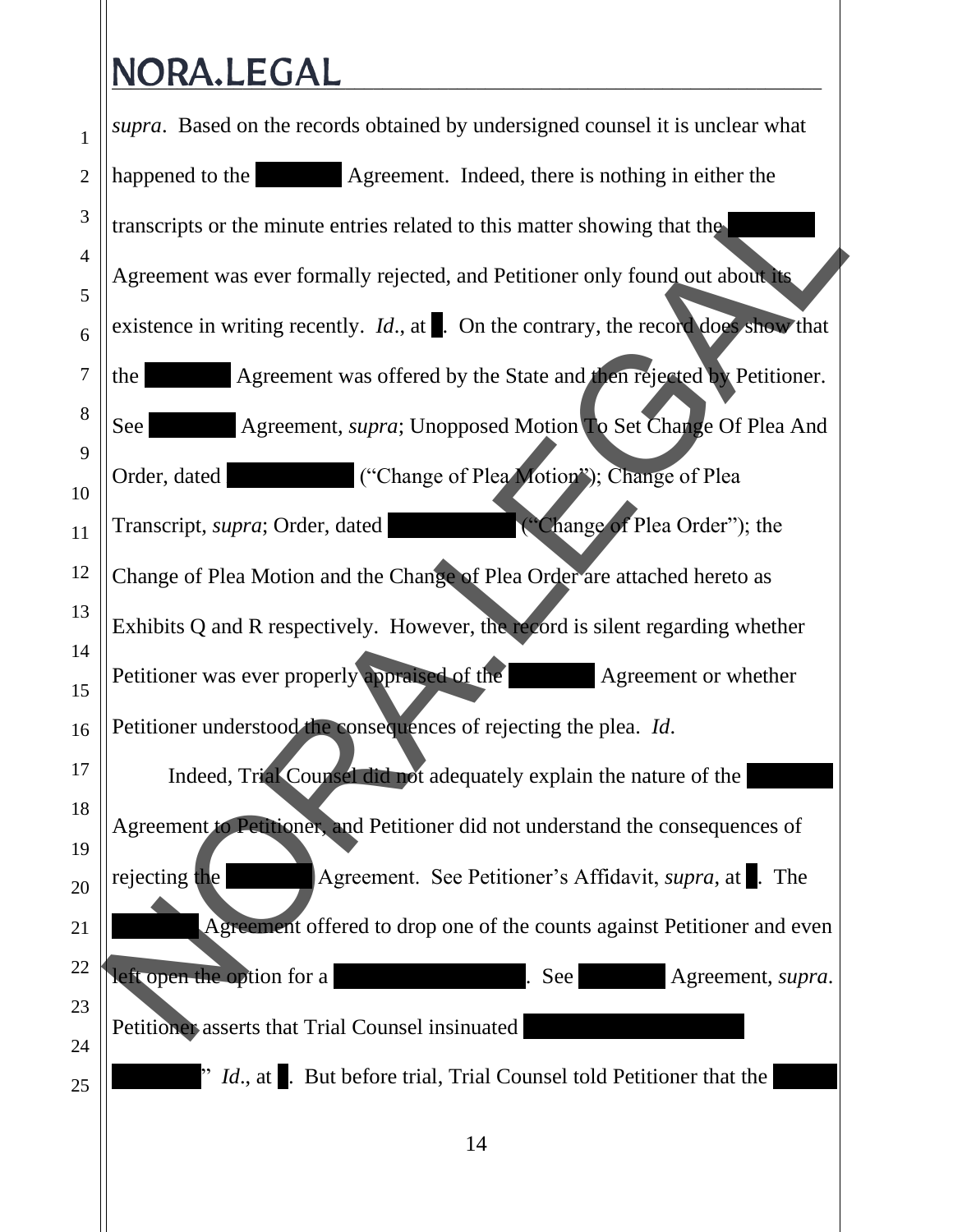*supra*. Based on the records obtained by undersigned counsel it is unclear what happened to the ████████ Agreement. Indeed, there is nothing in either the transcripts or the minute entries related to this matter showing that the ████████ Agreement was ever formally rejected, and Petitioner only found out about its existence in writing recently. *Id*., at █. On the contrary, the record does show that the ████████ Agreement was offered by the State and then rejected by Petitioner. See ████████ Agreement, *supra*; Unopposed Motion To Set Change Of Plea And Order, dated ████████ ("Change of Plea Motion"); Change of Plea Transcript, *supra*; Order, dated ████████ ("Change of Plea Order"); the Change of Plea Motion and the Change of Plea Order are attached hereto as Exhibits Q and R respectively. However, the record is silent regarding whether Petitioner was ever properly appraised of the ████████ Agreement or whether Petitioner understood the consequences of rejecting the plea. *Id*.

Indeed, Trial Counsel did not adequately explain the nature of the ████████ Agreement to Petitioner, and Petitioner did not understand the consequences of rejecting the ████████ Agreement. See Petitioner's Affidavit, *supra*, at █. The ████████ Agreement offered to drop one of the counts against Petitioner and even left open the option for a ████████. See ████████ Agreement, *supra*. Petitioner asserts that Trial Counsel insinuated ████████ ████████" *Id*., at █. But before trial, Trial Counsel told Petitioner that the ████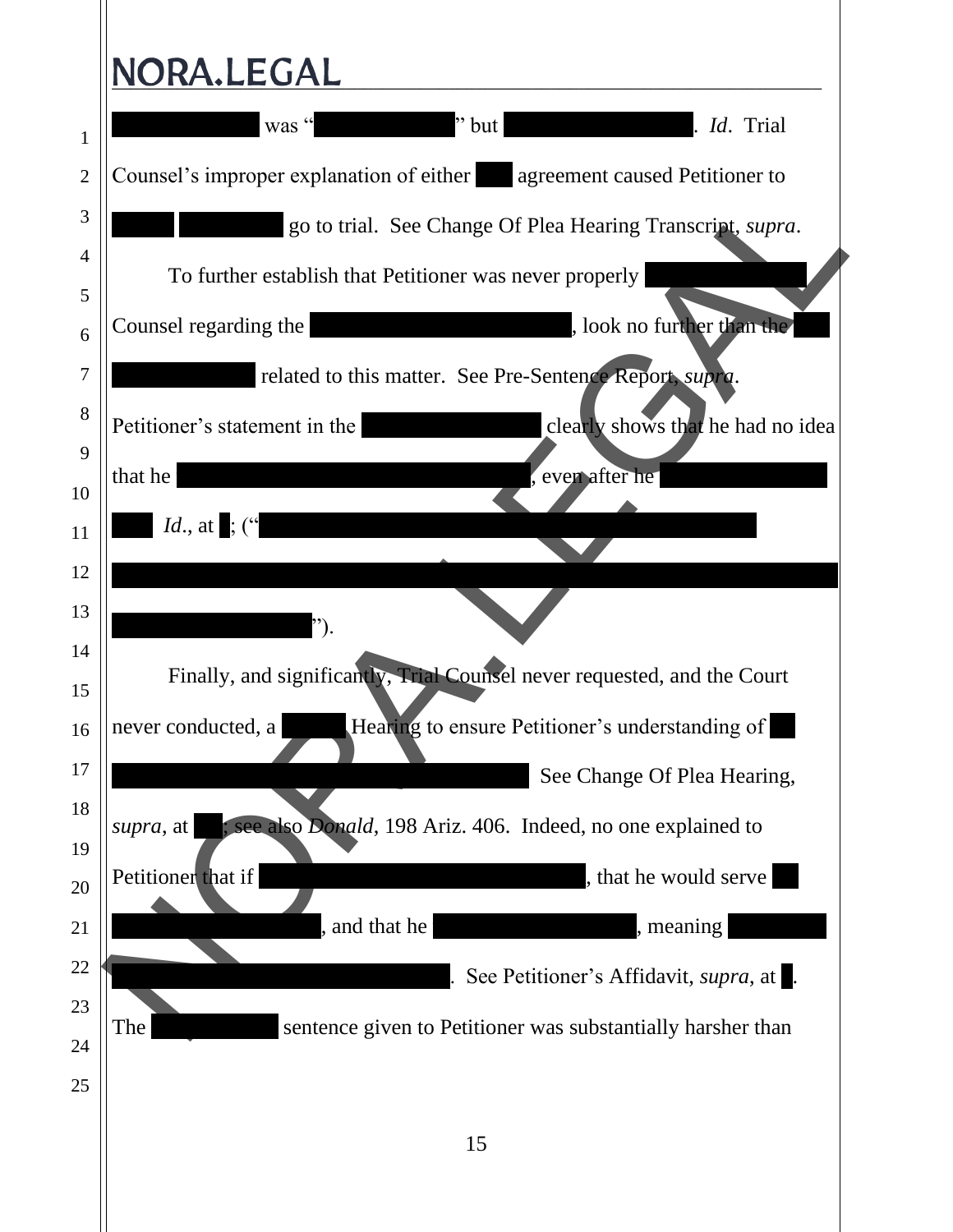was "" but . *Id*. Trial Counsel's improper explanation of either agreement caused Petitioner to go to trial. See Change Of Plea Hearing Transcript, *supra*.

To further establish that Petitioner was never properly Counsel regarding the , look no further than the related to this matter. See Pre-Sentence Report, *supra*. Petitioner's statement in the clearly shows that he had no idea that he , even after he *Id*., at ; ("").

Finally, and significantly, Trial Counsel never requested, and the Court never conducted, a Hearing to ensure Petitioner's understanding of See Change Of Plea Hearing, *supra*, at ; see also *Donald*, 198 Ariz. 406. Indeed, no one explained to Petitioner that if , that he would serve , and that he , meaning . See Petitioner's Affidavit, *supra*, at . The sentence given to Petitioner was substantially harsher than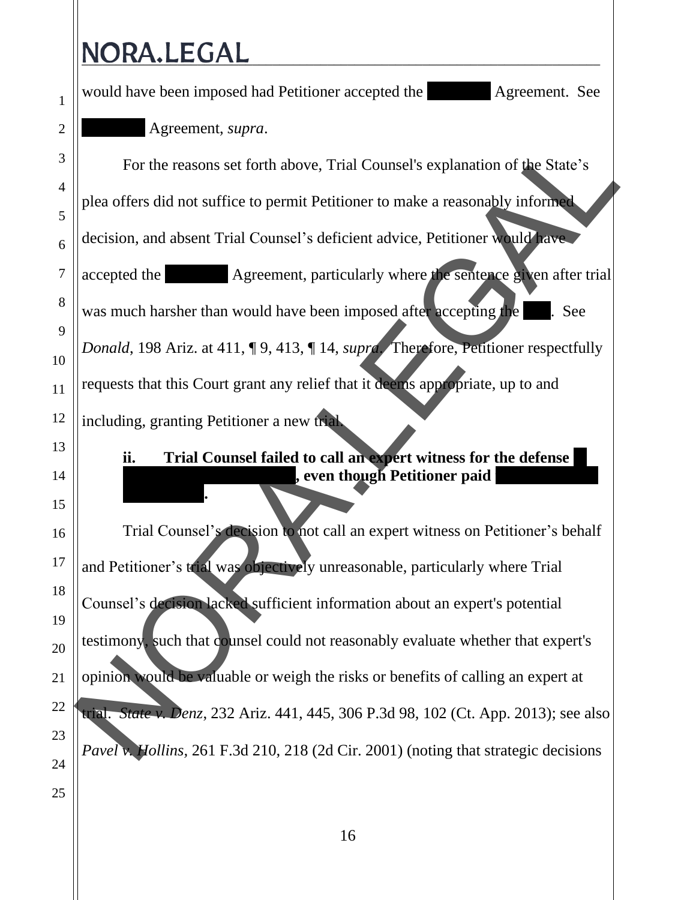would have been imposed had Petitioner accepted the ███████ Agreement. See ███████ Agreement, *supra*.

For the reasons set forth above, Trial Counsel's explanation of the State's plea offers did not suffice to permit Petitioner to make a reasonably informed decision, and absent Trial Counsel's deficient advice, Petitioner would have accepted the ███████ Agreement, particularly where the sentence given after trial was much harsher than would have been imposed after accepting the ███. See *Donald*, 198 Ariz. at 411, ¶ 9, 413, ¶ 14, *supra*. Therefore, Petitioner respectfully requests that this Court grant any relief that it deems appropriate, up to and including, granting Petitioner a new trial.

**ii. Trial Counsel failed to call an expert witness for the defense ██████████████████, even though Petitioner paid ███████████████████.**

Trial Counsel's decision to not call an expert witness on Petitioner's behalf and Petitioner's trial was objectively unreasonable, particularly where Trial Counsel's decision lacked sufficient information about an expert's potential testimony, such that counsel could not reasonably evaluate whether that expert's opinion would be valuable or weigh the risks or benefits of calling an expert at trial. *State v. Denz*, 232 Ariz. 441, 445, 306 P.3d 98, 102 (Ct. App. 2013); see also *Pavel v. Hollins*, 261 F.3d 210, 218 (2d Cir. 2001) (noting that strategic decisions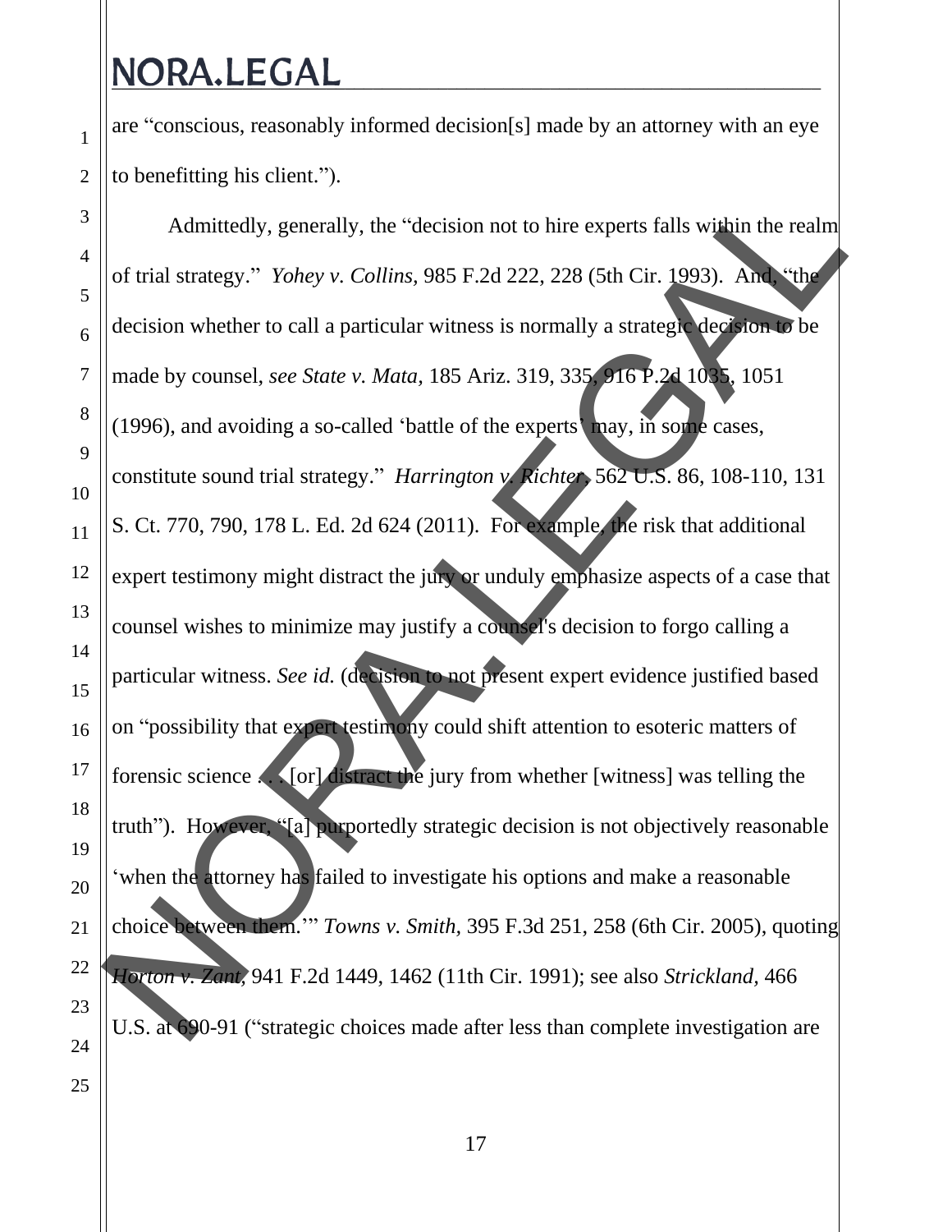are "conscious, reasonably informed decision[s] made by an attorney with an eye to benefitting his client.").

Admittedly, generally, the "decision not to hire experts falls within the realm of trial strategy." *Yohey v. Collins,* 985 F.2d 222, 228 (5th Cir. 1993). And, "the decision whether to call a particular witness is normally a strategic decision to be made by counsel, *see State v. Mata,* 185 Ariz. 319, 335, 916 P.2d 1035, 1051 (1996), and avoiding a so-called 'battle of the experts' may, in some cases, constitute sound trial strategy." *Harrington v. Richter,* 562 U.S. 86, 108-110, 131 S. Ct. 770, 790, 178 L. Ed. 2d 624 (2011). For example, the risk that additional expert testimony might distract the jury or unduly emphasize aspects of a case that counsel wishes to minimize may justify a counsel's decision to forgo calling a particular witness. *See id.* (decision to not present expert evidence justified based on "possibility that expert testimony could shift attention to esoteric matters of forensic science . . . [or] distract the jury from whether [witness] was telling the truth"). However, "[a] purportedly strategic decision is not objectively reasonable 'when the attorney has failed to investigate his options and make a reasonable choice between them.'" *Towns v. Smith,* 395 F.3d 251, 258 (6th Cir. 2005), quoting *Horton v. Zant,* 941 F.2d 1449, 1462 (11th Cir. 1991); see also *Strickland,* 466 U.S. at 690-91 ("strategic choices made after less than complete investigation are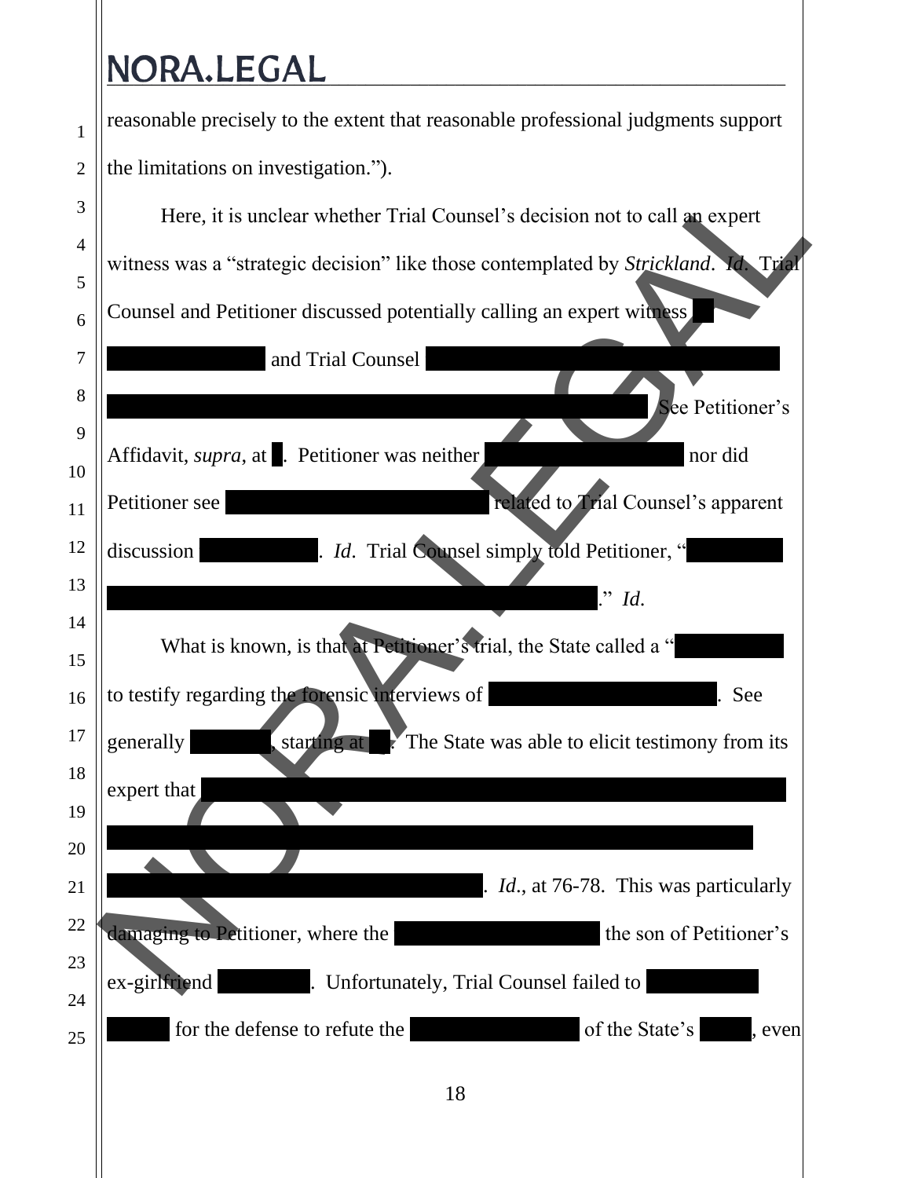reasonable precisely to the extent that reasonable professional judgments support the limitations on investigation.").

Here, it is unclear whether Trial Counsel's decision not to call an expert witness was a "strategic decision" like those contemplated by *Strickland*. *Id*. Trial Counsel and Petitioner discussed potentially calling an expert witness [REDACTED] and Trial Counsel [REDACTED]. See Petitioner's Affidavit, *supra*, at [REDACTED]. Petitioner was neither [REDACTED] nor did Petitioner see [REDACTED] related to Trial Counsel's apparent discussion [REDACTED]. *Id*. Trial Counsel simply told Petitioner, "[REDACTED]." *Id.*

What is known, is that at Petitioner's trial, the State called a "[REDACTED] to testify regarding the forensic interviews of [REDACTED]. See generally [REDACTED], starting at [REDACTED]. The State was able to elicit testimony from its expert that [REDACTED]. *Id*., at 76-78. This was particularly damaging to Petitioner, where the [REDACTED] the son of Petitioner's ex-girlfriend [REDACTED]. Unfortunately, Trial Counsel failed to [REDACTED] for the defense to refute the [REDACTED] of the State's [REDACTED], even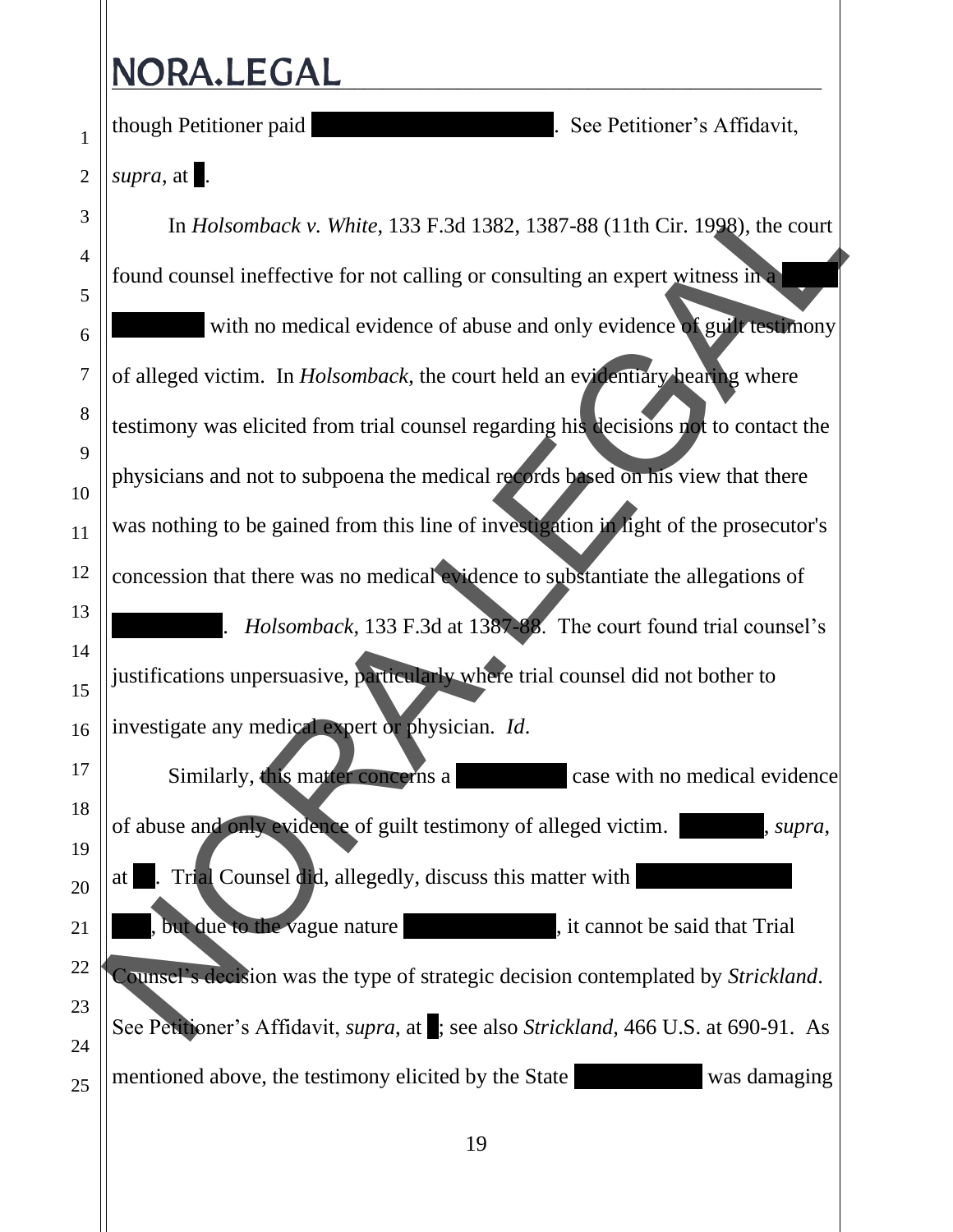though Petitioner paid . See Petitioner's Affidavit, *supra*, at .

In *Holsomback v. White*, 133 F.3d 1382, 1387-88 (11th Cir. 1998), the court found counsel ineffective for not calling or consulting an expert witness in a  with no medical evidence of abuse and only evidence of guilt testimony of alleged victim. In *Holsomback*, the court held an evidentiary hearing where testimony was elicited from trial counsel regarding his decisions not to contact the physicians and not to subpoena the medical records based on his view that there was nothing to be gained from this line of investigation in light of the prosecutor's concession that there was no medical evidence to substantiate the allegations of . *Holsomback*, 133 F.3d at 1387-88. The court found trial counsel's justifications unpersuasive, particularly where trial counsel did not bother to investigate any medical expert or physician. *Id*.

Similarly, this matter concerns a  case with no medical evidence of abuse and only evidence of guilt testimony of alleged victim. , *supra*, at . Trial Counsel did, allegedly, discuss this matter with , but due to the vague nature , it cannot be said that Trial Counsel's decision was the type of strategic decision contemplated by *Strickland*. See Petitioner's Affidavit, *supra*, at ; see also *Strickland*, 466 U.S. at 690-91. As mentioned above, the testimony elicited by the State  was damaging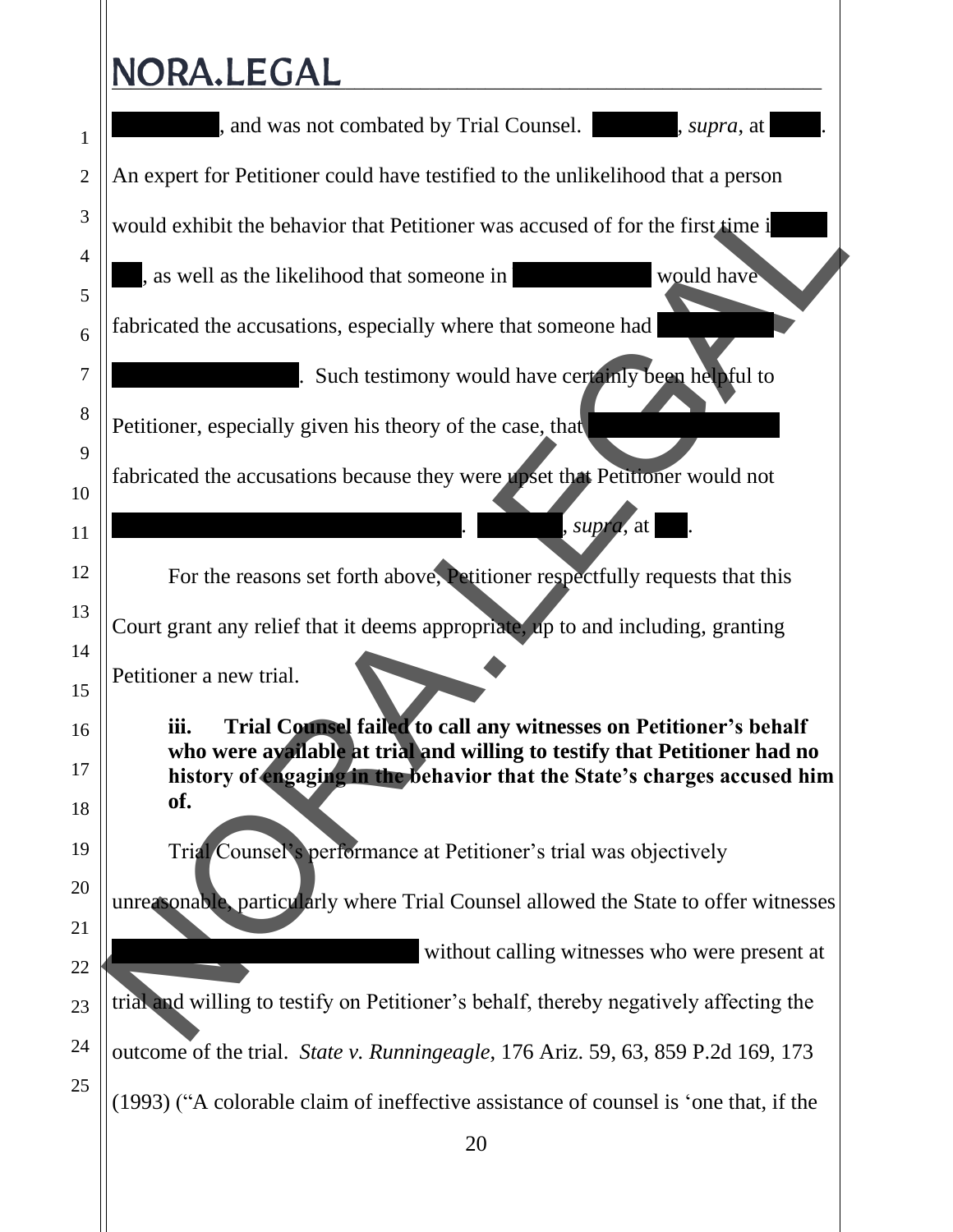████████, and was not combated by Trial Counsel. ███████, *supra*, at ████.

An expert for Petitioner could have testified to the unlikelihood that a person would exhibit the behavior that Petitioner was accused of for the first time i█████ ██, as well as the likelihood that someone in ███████████ would have fabricated the accusations, especially where that someone had ██████████ ██████████████. Such testimony would have certainly been helpful to Petitioner, especially given his theory of the case, that ████████████████ fabricated the accusations because they were upset that Petitioner would not ████████████████████████████████. ███████, *supra*, at ███.

For the reasons set forth above, Petitioner respectfully requests that this Court grant any relief that it deems appropriate, up to and including, granting Petitioner a new trial.

**iii. Trial Counsel failed to call any witnesses on Petitioner's behalf who were available at trial and willing to testify that Petitioner had no history of engaging in the behavior that the State's charges accused him of.**

Trial Counsel's performance at Petitioner's trial was objectively unreasonable, particularly where Trial Counsel allowed the State to offer witnesses ███████████████████████████ without calling witnesses who were present at trial and willing to testify on Petitioner's behalf, thereby negatively affecting the outcome of the trial. *State v. Runningeagle*, 176 Ariz. 59, 63, 859 P.2d 169, 173 (1993) ("A colorable claim of ineffective assistance of counsel is 'one that, if the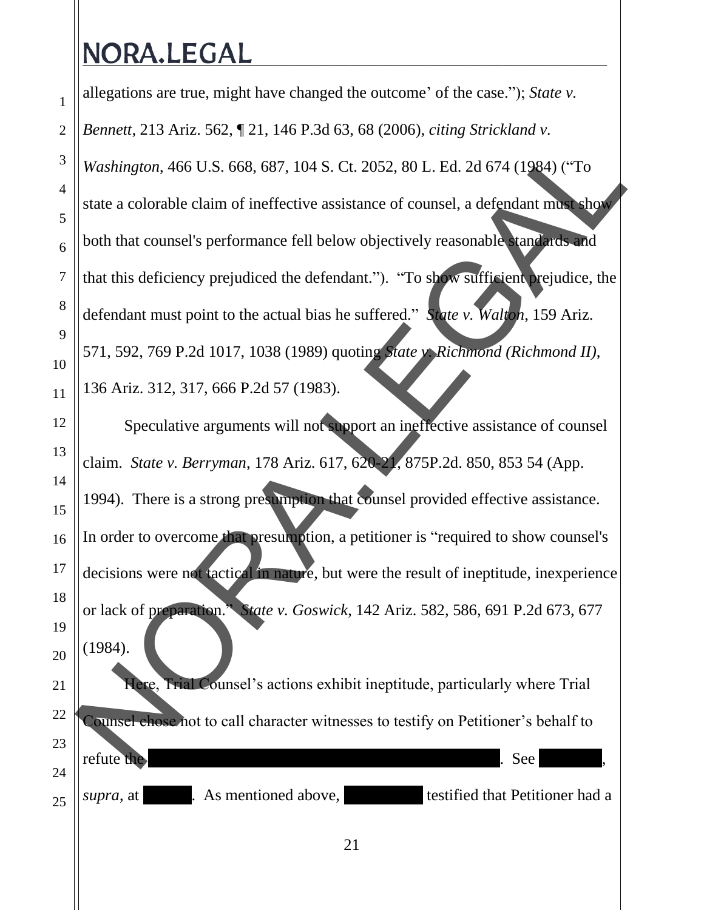allegations are true, might have changed the outcome' of the case."); *State v. Bennett*, 213 Ariz. 562, ¶ 21, 146 P.3d 63, 68 (2006), *citing Strickland v. Washington*, 466 U.S. 668, 687, 104 S. Ct. 2052, 80 L. Ed. 2d 674 (1984) ("To state a colorable claim of ineffective assistance of counsel, a defendant must show both that counsel's performance fell below objectively reasonable standards and that this deficiency prejudiced the defendant."). "To show sufficient prejudice, the defendant must point to the actual bias he suffered." *State v. Walton*, 159 Ariz. 571, 592, 769 P.2d 1017, 1038 (1989) quoting *State v. Richmond (Richmond II)*, 136 Ariz. 312, 317, 666 P.2d 57 (1983).

Speculative arguments will not support an ineffective assistance of counsel claim. *State v. Berryman*, 178 Ariz. 617, 620-21, 875P.2d. 850, 853 54 (App. 1994). There is a strong presumption that counsel provided effective assistance. In order to overcome that presumption, a petitioner is "required to show counsel's decisions were not tactical in nature, but were the result of ineptitude, inexperience or lack of preparation." *State v. Goswick*, 142 Ariz. 582, 586, 691 P.2d 673, 677 (1984).

Here, Trial Counsel's actions exhibit ineptitude, particularly where Trial Counsel chose not to call character witnesses to testify on Petitioner's behalf to refute the [REDACTED]. See [REDACTED], *supra*, at [REDACTED]. As mentioned above, [REDACTED] testified that Petitioner had a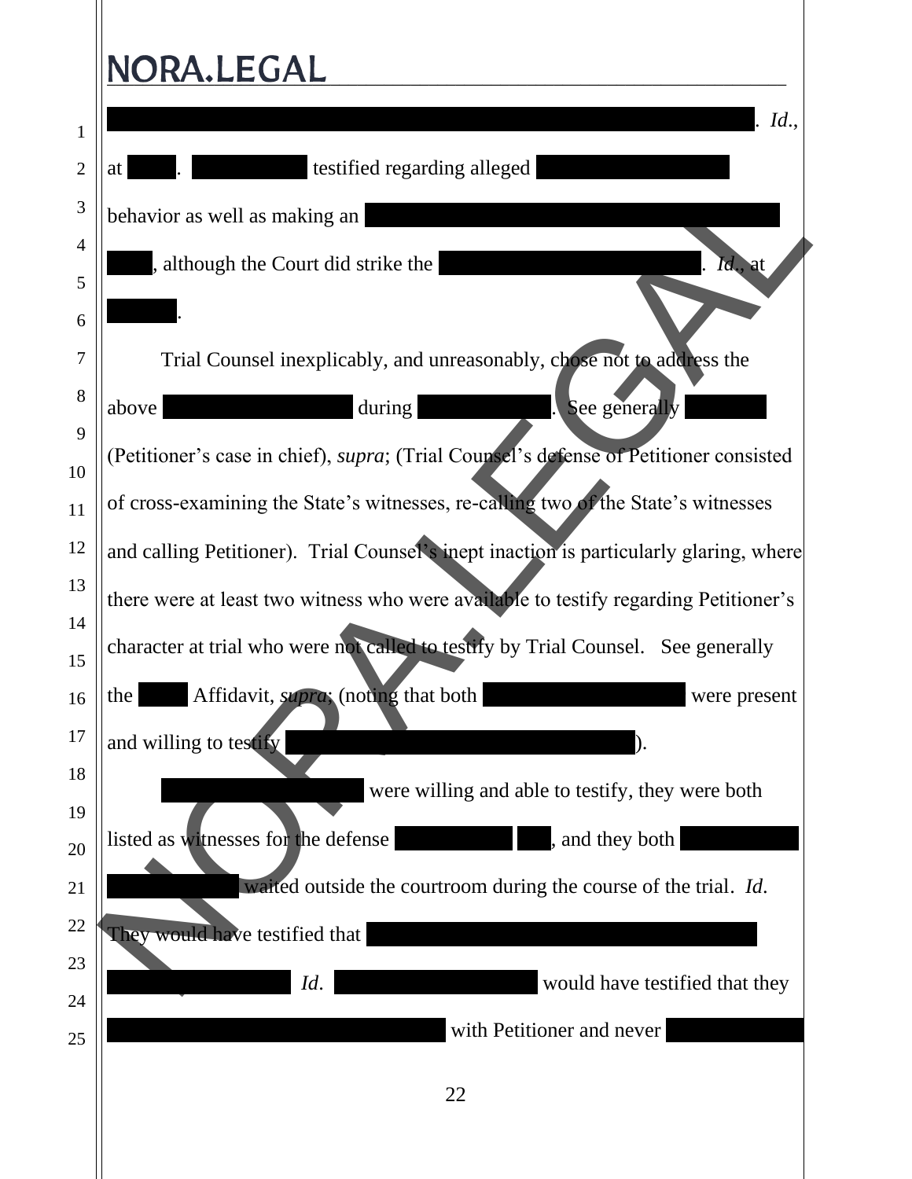. *Id.*, at . testified regarding alleged behavior as well as making an , although the Court did strike the . *Id.*, at .

Trial Counsel inexplicably, and unreasonably, chose not to address the above during . See generally (Petitioner's case in chief), *supra*; (Trial Counsel's defense of Petitioner consisted of cross-examining the State's witnesses, re-calling two of the State's witnesses and calling Petitioner). Trial Counsel's inept inaction is particularly glaring, where there were at least two witness who were available to testify regarding Petitioner's character at trial who were not called to testify by Trial Counsel. See generally the Affidavit, *supra*; (noting that both were present and willing to testify ).

were willing and able to testify, they were both listed as witnesses for the defense , and they both waited outside the courtroom during the course of the trial. *Id.* They would have testified that *Id.* would have testified that they with Petitioner and never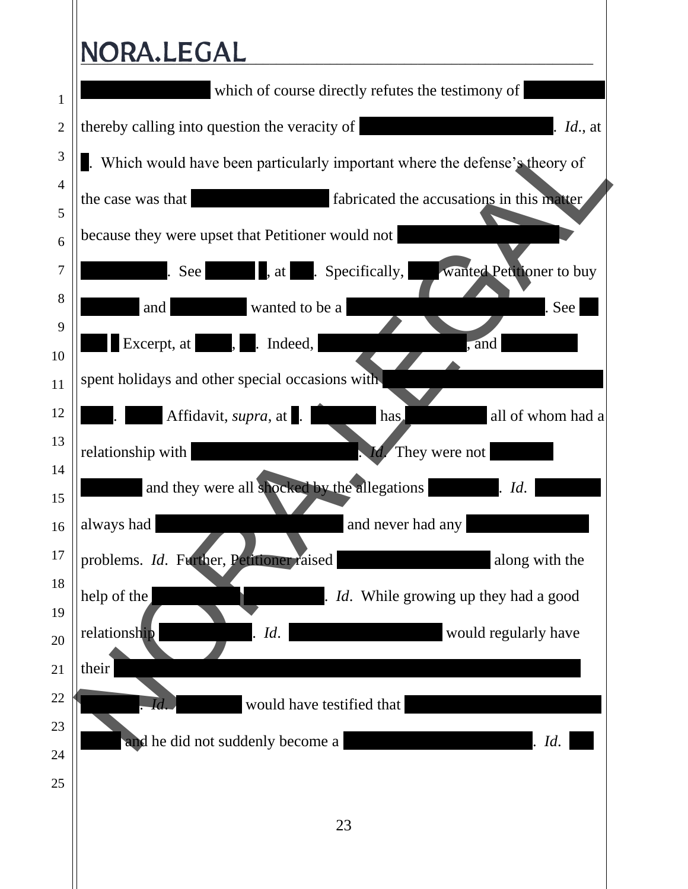which of course directly refutes the testimony of thereby calling into question the veracity of . *Id*., at . Which would have been particularly important where the defense's theory of the case was that fabricated the accusations in this matter because they were upset that Petitioner would not . See , at . Specifically, wanted Petitioner to buy and wanted to be a . See Excerpt, at , . Indeed, , and spent holidays and other special occasions with . Affidavit, *supra*, at . has all of whom had a relationship with . *Id*. They were not and they were all shocked by the allegations . *Id*. always had and never had any problems. *Id*. Further, Petitioner raised along with the help of the . *Id*. While growing up they had a good relationship . *Id*. would regularly have their . *Id*. would have testified that and he did not suddenly become a . *Id*.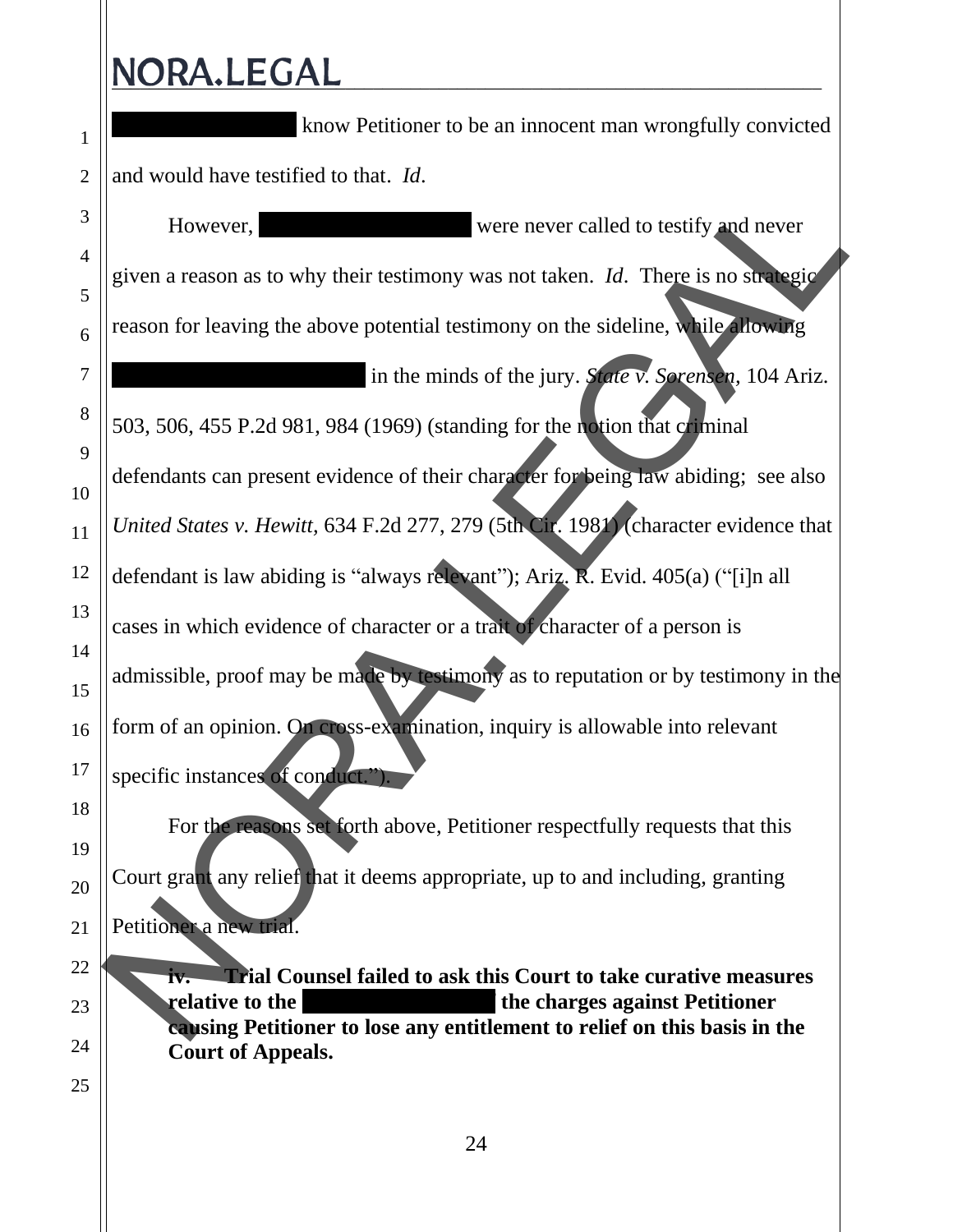████████ know Petitioner to be an innocent man wrongfully convicted and would have testified to that. *Id*.

However, ████████ were never called to testify and never given a reason as to why their testimony was not taken. *Id*. There is no strategic reason for leaving the above potential testimony on the sideline, while allowing ████████ in the minds of the jury. *State v. Sorensen*, 104 Ariz. 503, 506, 455 P.2d 981, 984 (1969) (standing for the notion that criminal defendants can present evidence of their character for being law abiding; see also *United States v. Hewitt*, 634 F.2d 277, 279 (5th Cir. 1981) (character evidence that defendant is law abiding is "always relevant"); Ariz. R. Evid. 405(a) ("[i]n all cases in which evidence of character or a trait of character of a person is admissible, proof may be made by testimony as to reputation or by testimony in the form of an opinion. On cross-examination, inquiry is allowable into relevant specific instances of conduct.").

For the reasons set forth above, Petitioner respectfully requests that this Court grant any relief that it deems appropriate, up to and including, granting Petitioner a new trial.

**iv. Trial Counsel failed to ask this Court to take curative measures relative to the ████████ the charges against Petitioner causing Petitioner to lose any entitlement to relief on this basis in the Court of Appeals.**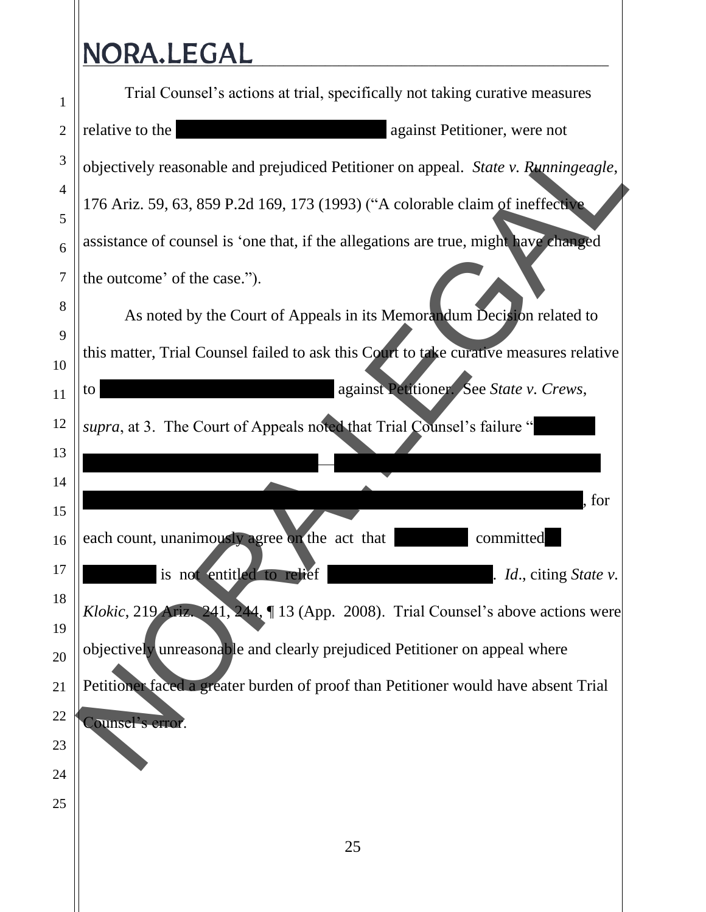Trial Counsel's actions at trial, specifically not taking curative measures relative to the ██████████████████ against Petitioner, were not objectively reasonable and prejudiced Petitioner on appeal. *State v. Runningeagle*, 176 Ariz. 59, 63, 859 P.2d 169, 173 (1993) ("A colorable claim of ineffective assistance of counsel is 'one that, if the allegations are true, might have changed the outcome' of the case.").

As noted by the Court of Appeals in its Memorandum Decision related to this matter, Trial Counsel failed to ask this Court to take curative measures relative to ████████████████████ against Petitioner. See *State v. Crews*, *supra*, at 3. The Court of Appeals noted that Trial Counsel's failure "████ ████████████████████—██████████████████████ ██████████████████████████████████████████, for each count, unanimously agree on the act that ██████ committed█ ████ is not entitled to relief ██████████. *Id*., citing *State v. Klokic*, 219 Ariz. 241, 244, ¶ 13 (App. 2008). Trial Counsel's above actions were objectively unreasonable and clearly prejudiced Petitioner on appeal where Petitioner faced a greater burden of proof than Petitioner would have absent Trial Counsel's error.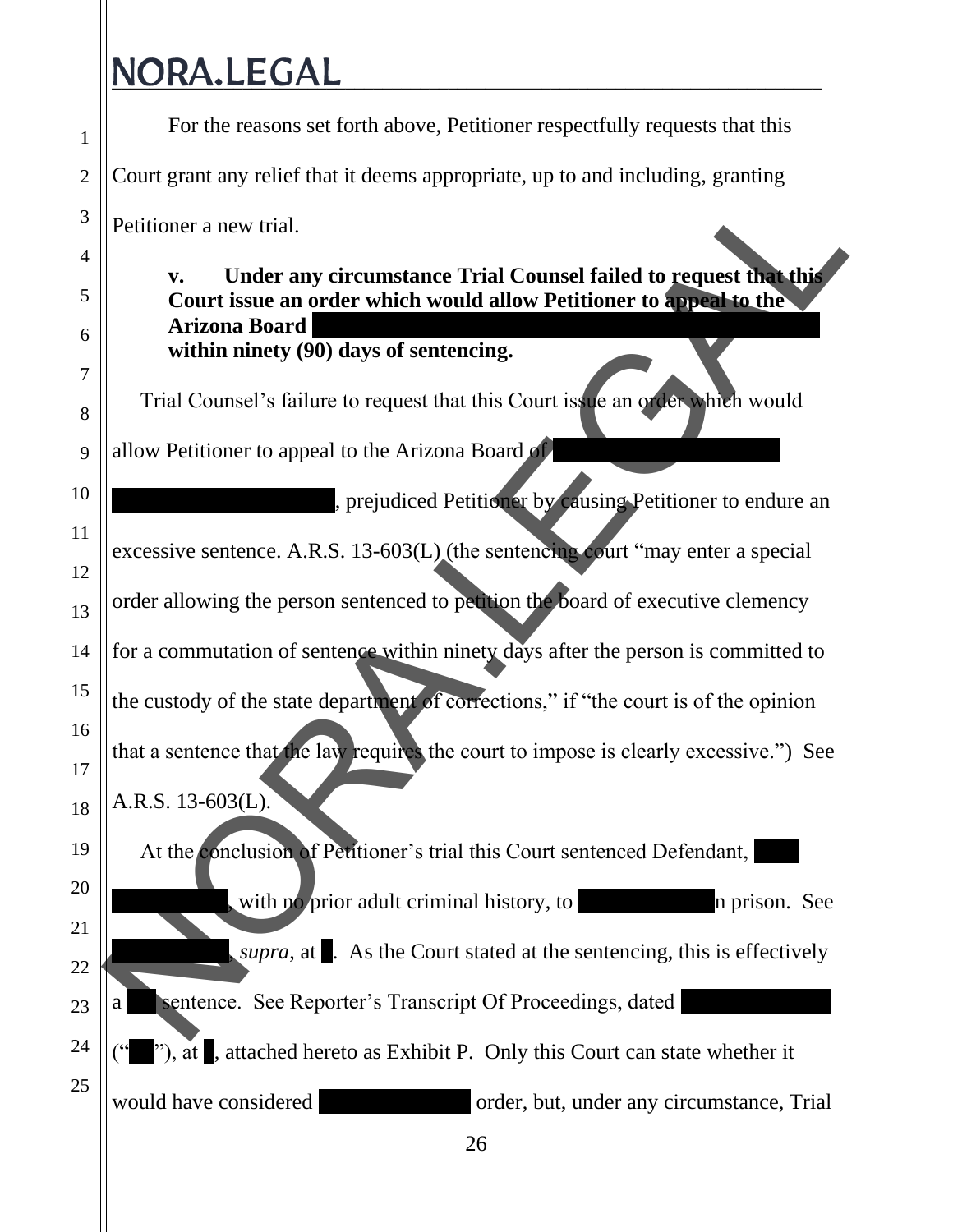For the reasons set forth above, Petitioner respectfully requests that this Court grant any relief that it deems appropriate, up to and including, granting Petitioner a new trial.

**v. Under any circumstance Trial Counsel failed to request that this Court issue an order which would allow Petitioner to appeal to the Arizona Board ████████████████████████ within ninety (90) days of sentencing.**

Trial Counsel's failure to request that this Court issue an order which would allow Petitioner to appeal to the Arizona Board of ████████████ ████████████, prejudiced Petitioner by causing Petitioner to endure an excessive sentence. A.R.S. 13-603(L) (the sentencing court "may enter a special order allowing the person sentenced to petition the board of executive clemency for a commutation of sentence within ninety days after the person is committed to the custody of the state department of corrections," if "the court is of the opinion that a sentence that the law requires the court to impose is clearly excessive.") See A.R.S. 13-603(L).

At the conclusion of Petitioner's trial this Court sentenced Defendant, ███ ██████, with no prior adult criminal history, to ████████n prison. See ██████, *supra*, at █. As the Court stated at the sentencing, this is effectively a ██ sentence. See Reporter's Transcript Of Proceedings, dated ████████ ("██"), at █, attached hereto as Exhibit P. Only this Court can state whether it would have considered ████████ order, but, under any circumstance, Trial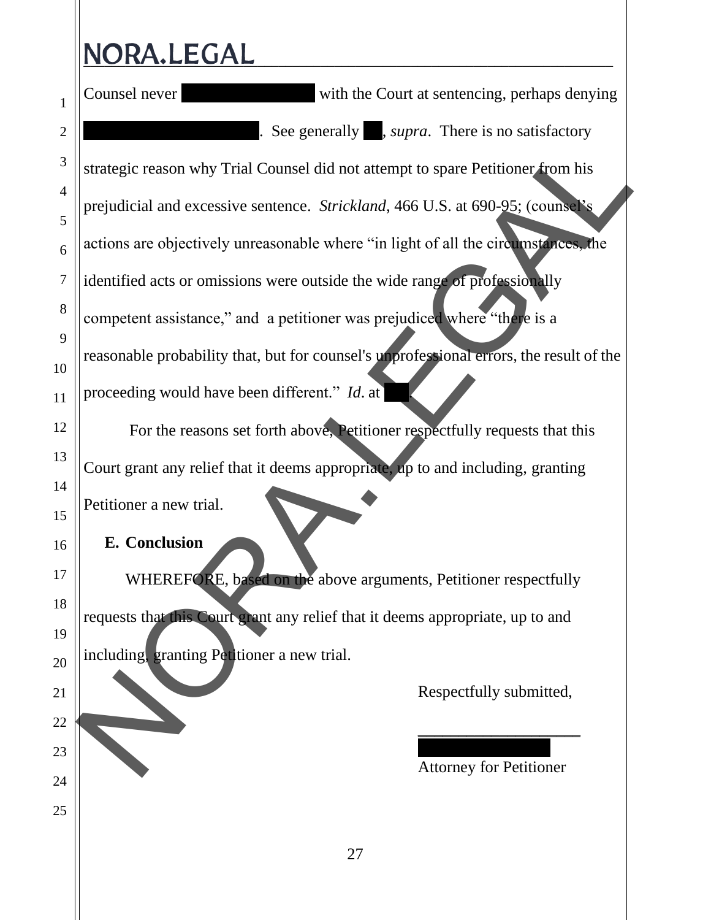Counsel never ██████████ with the Court at sentencing, perhaps denying ████████████. See generally ██, *supra*. There is no satisfactory strategic reason why Trial Counsel did not attempt to spare Petitioner from his prejudicial and excessive sentence. *Strickland*, 466 U.S. at 690-95; (counsel's actions are objectively unreasonable where "in light of all the circumstances, the identified acts or omissions were outside the wide range of professionally competent assistance," and a petitioner was prejudiced where "there is a reasonable probability that, but for counsel's unprofessional errors, the result of the proceeding would have been different." *Id*. at ██.

For the reasons set forth above, Petitioner respectfully requests that this Court grant any relief that it deems appropriate, up to and including, granting Petitioner a new trial.

**E. Conclusion**

WHEREFORE, based on the above arguments, Petitioner respectfully requests that this Court grant any relief that it deems appropriate, up to and including, granting Petitioner a new trial.

Respectfully submitted,

\_\_\_\_\_\_\_\_\_\_\_\_\_\_\_\_\_\_\_\_

████████████

Attorney for Petitioner